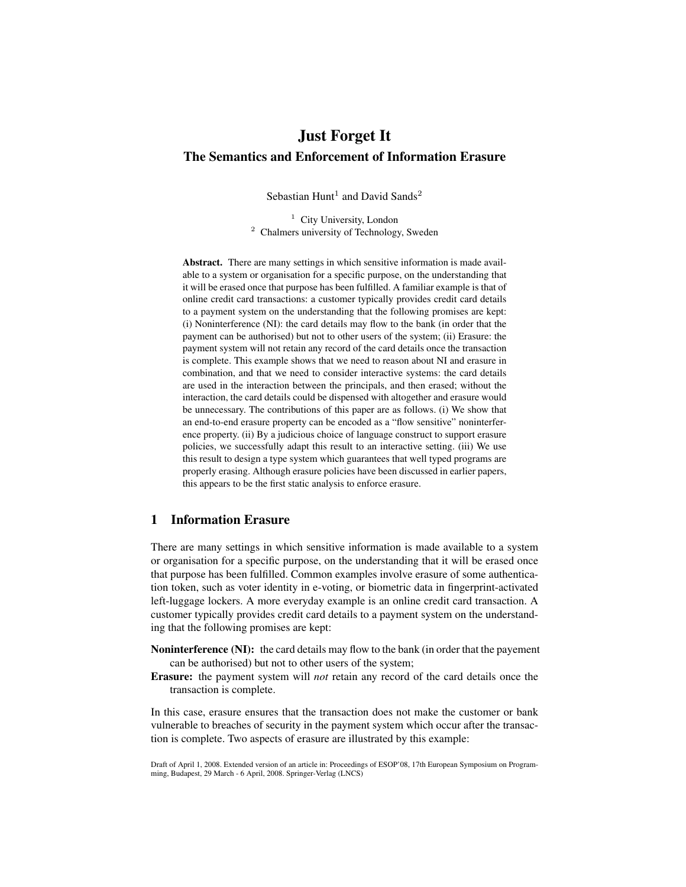# Just Forget It

## The Semantics and Enforcement of Information Erasure

Sebastian Hunt[1] and David Sands[2]

[1] City University, London
[2] Chalmers university of Technology, Sweden

**Abstract.** There are many settings in which sensitive information is made available to a system or organisation for a specific purpose, on the understanding that it will be erased once that purpose has been fulfilled. A familiar example is that of online credit card transactions: a customer typically provides credit card details to a payment system on the understanding that the following promises are kept: (i) Noninterference (NI): the card details may flow to the bank (in order that the payment can be authorised) but not to other users of the system; (ii) Erasure: the payment system will not retain any record of the card details once the transaction is complete. This example shows that we need to reason about NI and erasure in combination, and that we need to consider interactive systems: the card details are used in the interaction between the principals, and then erased; without the interaction, the card details could be dispensed with altogether and erasure would be unnecessary. The contributions of this paper are as follows. (i) We show that an end-to-end erasure property can be encoded as a "flow sensitive" noninterference property. (ii) By a judicious choice of language construct to support erasure policies, we successfully adapt this result to an interactive setting. (iii) We use this result to design a type system which guarantees that well typed programs are properly erasing. Although erasure policies have been discussed in earlier papers, this appears to be the first static analysis to enforce erasure.

## 1 Information Erasure

There are many settings in which sensitive information is made available to a system or organisation for a specific purpose, on the understanding that it will be erased once that purpose has been fulfilled. Common examples involve erasure of some authentication token, such as voter identity in e-voting, or biometric data in fingerprint-activated left-luggage lockers. A more everyday example is an online credit card transaction. A customer typically provides credit card details to a payment system on the understanding that the following promises are kept:

**Noninterference (NI):** the card details may flow to the bank (in order that the payement can be authorised) but not to other users of the system;

**Erasure:** the payment system will *not* retain any record of the card details once the transaction is complete.

In this case, erasure ensures that the transaction does not make the customer or bank vulnerable to breaches of security in the payment system which occur after the transaction is complete. Two aspects of erasure are illustrated by this example:

Draft of April 1, 2008. Extended version of an article in: Proceedings of ESOP'08, 17th European Symposium on Programming, Budapest, 29 March - 6 April, 2008. Springer-Verlag (LNCS)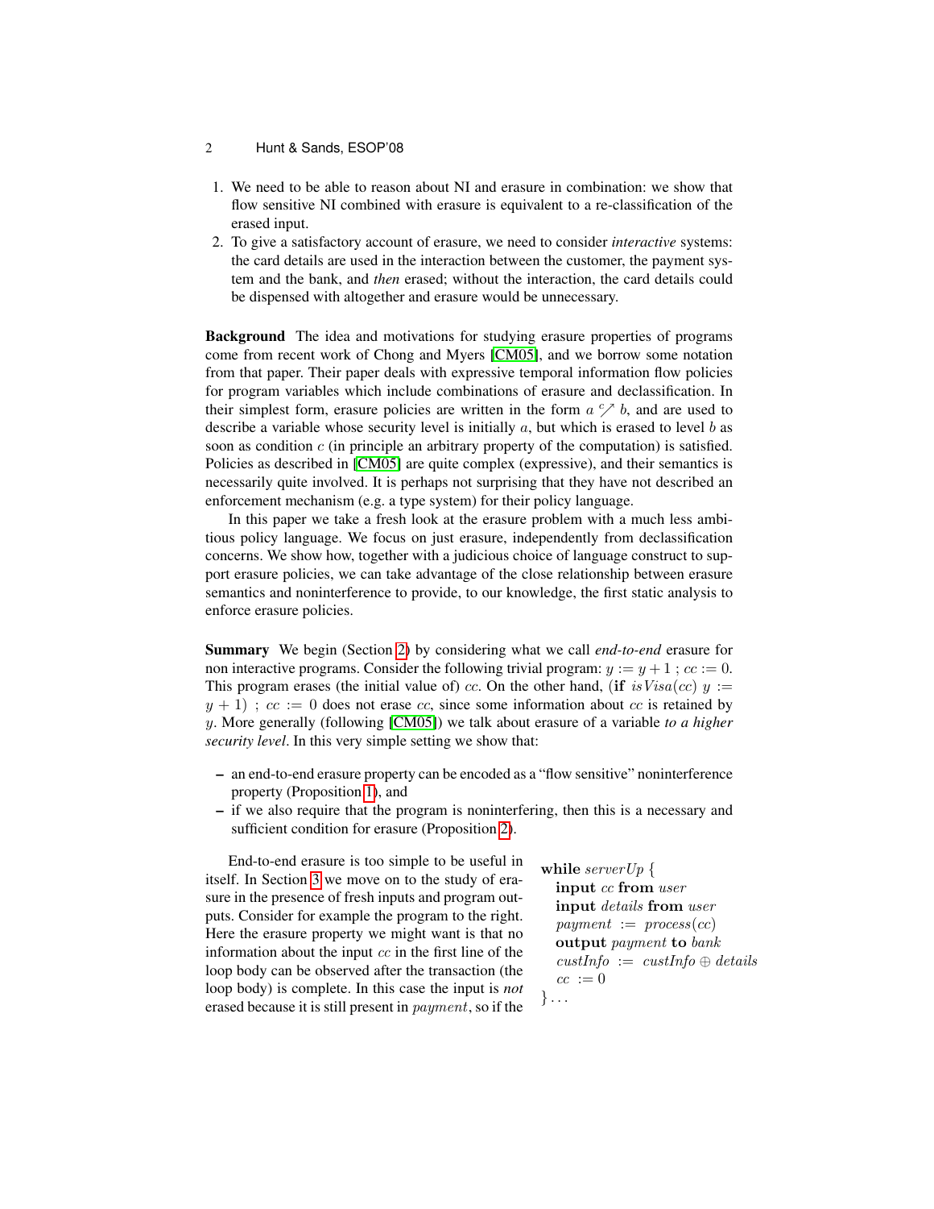1. We need to be able to reason about NI and erasure in combination: we show that flow sensitive NI combined with erasure is equivalent to a re-classification of the erased input.
2. To give a satisfactory account of erasure, we need to consider *interactive* systems: the card details are used in the interaction between the customer, the payment system and the bank, and *then* erased; without the interaction, the card details could be dispensed with altogether and erasure would be unnecessary.

**Background** The idea and motivations for studying erasure properties of programs come from recent work of Chong and Myers [CM05], and we borrow some notation from that paper. Their paper deals with expressive temporal information flow policies for program variables which include combinations of erasure and declassification. In their simplest form, erasure policies are written in the form $a \overset{c}{\nearrow} b$, and are used to describe a variable whose security level is initially $a$, but which is erased to level $b$ as soon as condition $c$ (in principle an arbitrary property of the computation) is satisfied. Policies as described in [CM05] are quite complex (expressive), and their semantics is necessarily quite involved. It is perhaps not surprising that they have not described an enforcement mechanism (e.g. a type system) for their policy language.

In this paper we take a fresh look at the erasure problem with a much less ambitious policy language. We focus on just erasure, independently from declassification concerns. We show how, together with a judicious choice of language construct to support erasure policies, we can take advantage of the close relationship between erasure semantics and noninterference to provide, to our knowledge, the first static analysis to enforce erasure policies.

**Summary** We begin (Section 2) by considering what we call *end-to-end* erasure for non interactive programs. Consider the following trivial program: $y := y + 1$ ; $cc := 0$. This program erases (the initial value of) $cc$. On the other hand, (**if** $isVisa(cc)$ $y := y + 1)$ ; $cc := 0$ does not erase $cc$, since some information about $cc$ is retained by $y$. More generally (following [CM05]) we talk about erasure of a variable *to a higher security level*. In this very simple setting we show that:

- an end-to-end erasure property can be encoded as a "flow sensitive" noninterference property (Proposition 1), and
- if we also require that the program is noninterfering, then this is a necessary and sufficient condition for erasure (Proposition 2).

End-to-end erasure is too simple to be useful in itself. In Section 3 we move on to the study of erasure in the presence of fresh inputs and program outputs. Consider for example the program to the right. Here the erasure property we might want is that no information about the input $cc$ in the first line of the loop body can be observed after the transaction (the loop body) is complete. In this case the input is *not* erased because it is still present in $payment$, so if the

```
while serverUp {
  input cc from user
  input details from user
  payment := process(cc)
  output payment to bank
  custInfo := custInfo ⊕ details
  cc := 0
} ...
```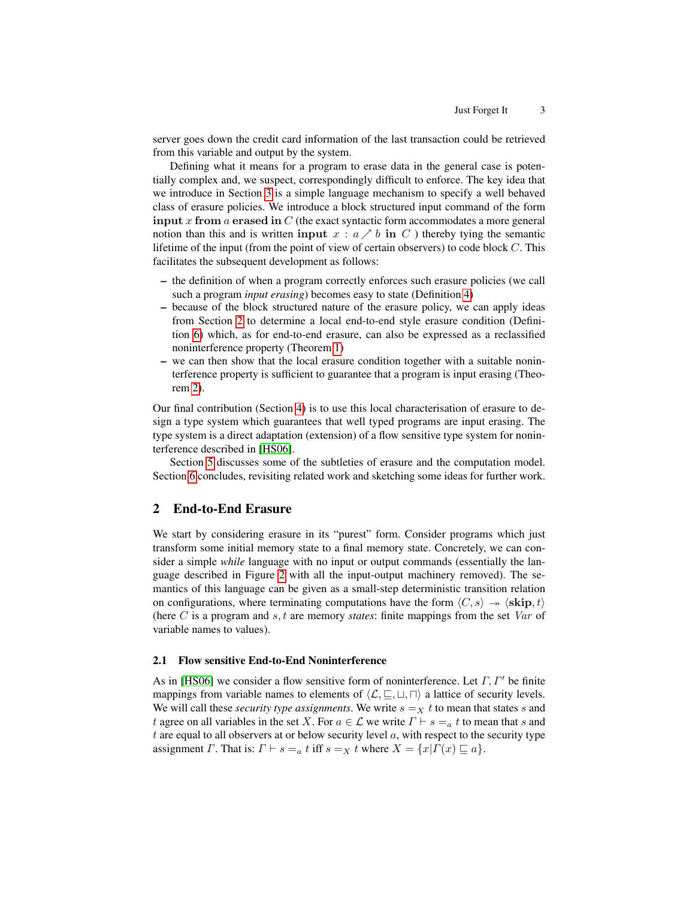server goes down the credit card information of the last transaction could be retrieved from this variable and output by the system.

Defining what it means for a program to erase data in the general case is potentially complex and, we suspect, correspondingly difficult to enforce. The key idea that we introduce in Section 3 is a simple language mechanism to specify a well behaved class of erasure policies. We introduce a block structured input command of the form **input** $x$ **from** $a$ **erased in** $C$ (the exact syntactic form accommodates a more general notion than this and is written **input** $x : a \nearrow b$ **in** $C$ ) thereby tying the semantic lifetime of the input (from the point of view of certain observers) to code block $C$. This facilitates the subsequent development as follows:

- the definition of when a program correctly enforces such erasure policies (we call such a program *input erasing*) becomes easy to state (Definition 4)
- because of the block structured nature of the erasure policy, we can apply ideas from Section 2 to determine a local end-to-end style erasure condition (Definition 6) which, as for end-to-end erasure, can also be expressed as a reclassified noninterference property (Theorem 1)
- we can then show that the local erasure condition together with a suitable noninterference property is sufficient to guarantee that a program is input erasing (Theorem 2).

Our final contribution (Section 4) is to use this local characterisation of erasure to design a type system which guarantees that well typed programs are input erasing. The type system is a direct adaptation (extension) of a flow sensitive type system for noninterference described in [HS06].

Section 5 discusses some of the subtleties of erasure and the computation model. Section 6 concludes, revisiting related work and sketching some ideas for further work.

## 2 End-to-End Erasure

We start by considering erasure in its "purest" form. Consider programs which just transform some initial memory state to a final memory state. Concretely, we can consider a simple *while* language with no input or output commands (essentially the language described in Figure 2 with all the input-output machinery removed). The semantics of this language can be given as a small-step deterministic transition relation on configurations, where terminating computations have the form $\langle C, s\rangle \twoheadrightarrow \langle \mathbf{skip}, t\rangle$ (here $C$ is a program and $s, t$ are memory *states*: finite mappings from the set $Var$ of variable names to values).

### 2.1 Flow sensitive End-to-End Noninterference

As in [HS06] we consider a flow sensitive form of noninterference. Let $\Gamma, \Gamma'$ be finite mappings from variable names to elements of $\langle \mathcal{L}, \sqsubseteq, \sqcup, \sqcap\rangle$ a lattice of security levels. We will call these *security type assignments*. We write $s =_X t$ to mean that states $s$ and $t$ agree on all variables in the set $X$. For $a \in \mathcal{L}$ we write $\Gamma \vdash s =_a t$ to mean that $s$ and $t$ are equal to all observers at or below security level $a$, with respect to the security type assignment $\Gamma$. That is: $\Gamma \vdash s =_a t$ iff $s =_X t$ where $X = \{x | \Gamma(x) \sqsubseteq a\}$.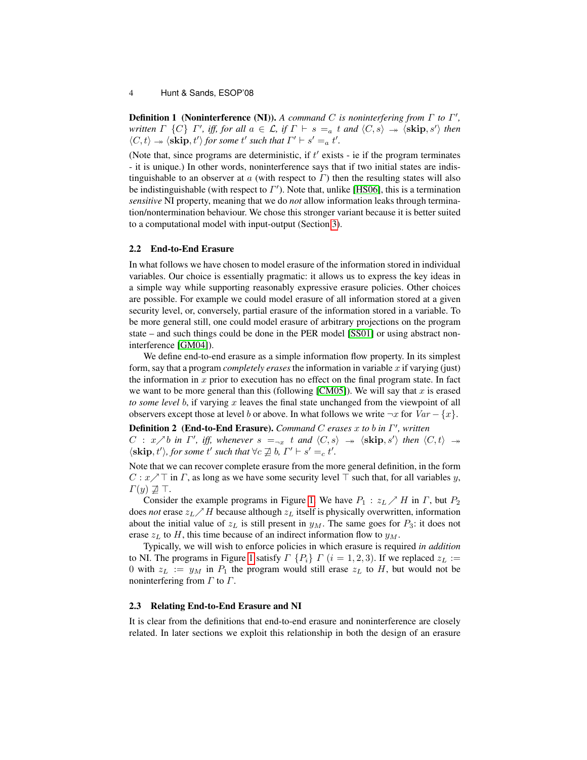**Definition 1 (Noninterference (NI)).** *A command $C$ is noninterfering from $\Gamma$ to $\Gamma'$, written $\Gamma\ \{C\}\ \Gamma'$, iff, for all $a \in \mathcal{L}$, if $\Gamma \vdash s =_a t$ and $\langle C, s\rangle \twoheadrightarrow \langle \mathbf{skip}, s'\rangle$ then $\langle C, t\rangle \twoheadrightarrow \langle \mathbf{skip}, t'\rangle$ for some $t'$ such that $\Gamma' \vdash s' =_a t'$.*

(Note that, since programs are deterministic, if $t'$ exists - ie if the program terminates - it is unique.) In other words, noninterference says that if two initial states are indistinguishable to an observer at $a$ (with respect to $\Gamma$) then the resulting states will also be indistinguishable (with respect to $\Gamma'$). Note that, unlike [HS06], this is a termination *sensitive* NI property, meaning that we do *not* allow information leaks through termination/nontermination behaviour. We chose this stronger variant because it is better suited to a computational model with input-output (Section 3).

### 2.2 End-to-End Erasure

In what follows we have chosen to model erasure of the information stored in individual variables. Our choice is essentially pragmatic: it allows us to express the key ideas in a simple way while supporting reasonably expressive erasure policies. Other choices are possible. For example we could model erasure of all information stored at a given security level, or, conversely, partial erasure of the information stored in a variable. To be more general still, one could model erasure of arbitrary projections on the program state – and such things could be done in the PER model [SS01] or using abstract noninterference [GM04]).

We define end-to-end erasure as a simple information flow property. In its simplest form, say that a program *completely erases* the information in variable $x$ if varying (just) the information in $x$ prior to execution has no effect on the final program state. In fact we want to be more general than this (following [CM05]). We will say that $x$ is erased *to some level* $b$, if varying $x$ leaves the final state unchanged from the viewpoint of all observers except those at level $b$ or above. In what follows we write $\neg x$ for $Var - \{x\}$.

**Definition 2 (End-to-End Erasure).** *Command $C$ erases $x$ to $b$ in $\Gamma'$, written $C : x \nearrow b$ in $\Gamma'$, iff, whenever $s =_{\neg x} t$ and $\langle C, s\rangle \twoheadrightarrow \langle \mathbf{skip}, s'\rangle$ then $\langle C, t\rangle \twoheadrightarrow \langle \mathbf{skip}, t'\rangle$, for some $t'$ such that $\forall c \not\sqsupseteq b,\ \Gamma' \vdash s' =_c t'$.*

Note that we can recover complete erasure from the more general definition, in the form $C : x \nearrow \top$ in $\Gamma$, as long as we have some security level $\top$ such that, for all variables $y$, $\Gamma(y) \not\sqsupseteq \top$.

Consider the example programs in Figure 1. We have $P_1 : z_L \nearrow H$ in $\Gamma$, but $P_2$ does *not* erase $z_L \nearrow H$ because although $z_L$ itself is physically overwritten, information about the initial value of $z_L$ is still present in $y_M$. The same goes for $P_3$: it does not erase $z_L$ to $H$, this time because of an indirect information flow to $y_M$.

Typically, we will wish to enforce policies in which erasure is required *in addition* to NI. The programs in Figure 1 satisfy $\Gamma\ \{P_i\}\ \Gamma$ $(i = 1, 2, 3)$. If we replaced $z_L := 0$ with $z_L := y_M$ in $P_1$ the program would still erase $z_L$ to $H$, but would not be noninterfering from $\Gamma$ to $\Gamma$.

### 2.3 Relating End-to-End Erasure and NI

It is clear from the definitions that end-to-end erasure and noninterference are closely related. In later sections we exploit this relationship in both the design of an erasure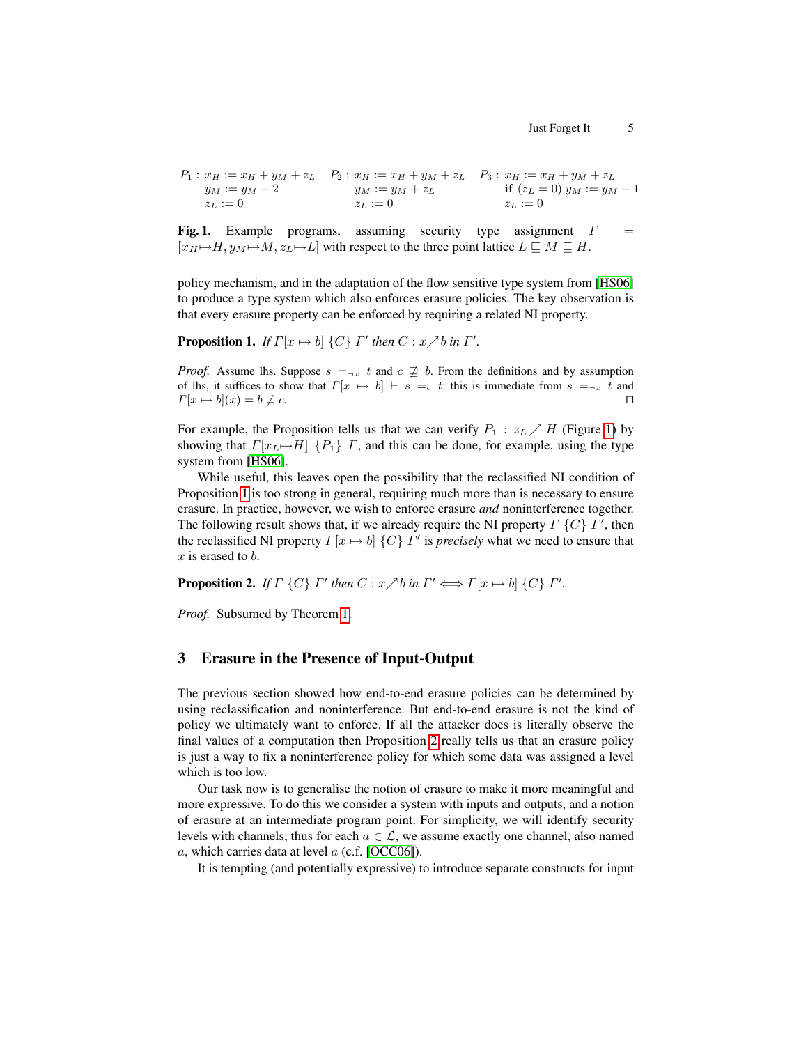$P_1 : x_H := x_H + y_M + z_L$
$\quad y_M := y_M + 2$
$\quad z_L := 0$

$P_2 : x_H := x_H + y_M + z_L$
$\quad y_M := y_M + z_L$
$\quad z_L := 0$

$P_3 : x_H := x_H + y_M + z_L$
$\quad$ **if** $(z_L = 0)$ $y_M := y_M + 1$
$\quad z_L := 0$

**Fig. 1.** Example programs, assuming security type assignment $\Gamma = [x_H \mapsto H, y_M \mapsto M, z_L \mapsto L]$ with respect to the three point lattice $L \sqsubseteq M \sqsubseteq H$.

policy mechanism, and in the adaptation of the flow sensitive type system from [HS06] to produce a type system which also enforces erasure policies. The key observation is that every erasure property can be enforced by requiring a related NI property.

**Proposition 1.** *If $\Gamma[x \mapsto b]$ $\{C\}$ $\Gamma'$ then $C : x \nearrow b$ in $\Gamma'$.*

*Proof.* Assume lhs. Suppose $s =_{\neg x} t$ and $c \not\sqsupseteq b$. From the definitions and by assumption of lhs, it suffices to show that $\Gamma[x \mapsto b] \vdash s =_c t$: this is immediate from $s =_{\neg x} t$ and $\Gamma[x \mapsto b](x) = b \not\sqsubseteq c$. $\square$

For example, the Proposition tells us that we can verify $P_1 : z_L \nearrow H$ (Figure 1) by showing that $\Gamma[x_L \mapsto H]$ $\{P_1\}$ $\Gamma$, and this can be done, for example, using the type system from [HS06].

While useful, this leaves open the possibility that the reclassified NI condition of Proposition 1 is too strong in general, requiring much more than is necessary to ensure erasure. In practice, however, we wish to enforce erasure *and* noninterference together. The following result shows that, if we already require the NI property $\Gamma$ $\{C\}$ $\Gamma'$, then the reclassified NI property $\Gamma[x \mapsto b]$ $\{C\}$ $\Gamma'$ is *precisely* what we need to ensure that $x$ is erased to $b$.

**Proposition 2.** *If $\Gamma$ $\{C\}$ $\Gamma'$ then $C : x \nearrow b$ in $\Gamma' \iff \Gamma[x \mapsto b]$ $\{C\}$ $\Gamma'$.*

*Proof.* Subsumed by Theorem 1.

## 3 Erasure in the Presence of Input-Output

The previous section showed how end-to-end erasure policies can be determined by using reclassification and noninterference. But end-to-end erasure is not the kind of policy we ultimately want to enforce. If all the attacker does is literally observe the final values of a computation then Proposition 2 really tells us that an erasure policy is just a way to fix a noninterference policy for which some data was assigned a level which is too low.

Our task now is to generalise the notion of erasure to make it more meaningful and more expressive. To do this we consider a system with inputs and outputs, and a notion of erasure at an intermediate program point. For simplicity, we will identify security levels with channels, thus for each $a \in \mathcal{L}$, we assume exactly one channel, also named $a$, which carries data at level $a$ (c.f. [OCC06]).

It is tempting (and potentially expressive) to introduce separate constructs for input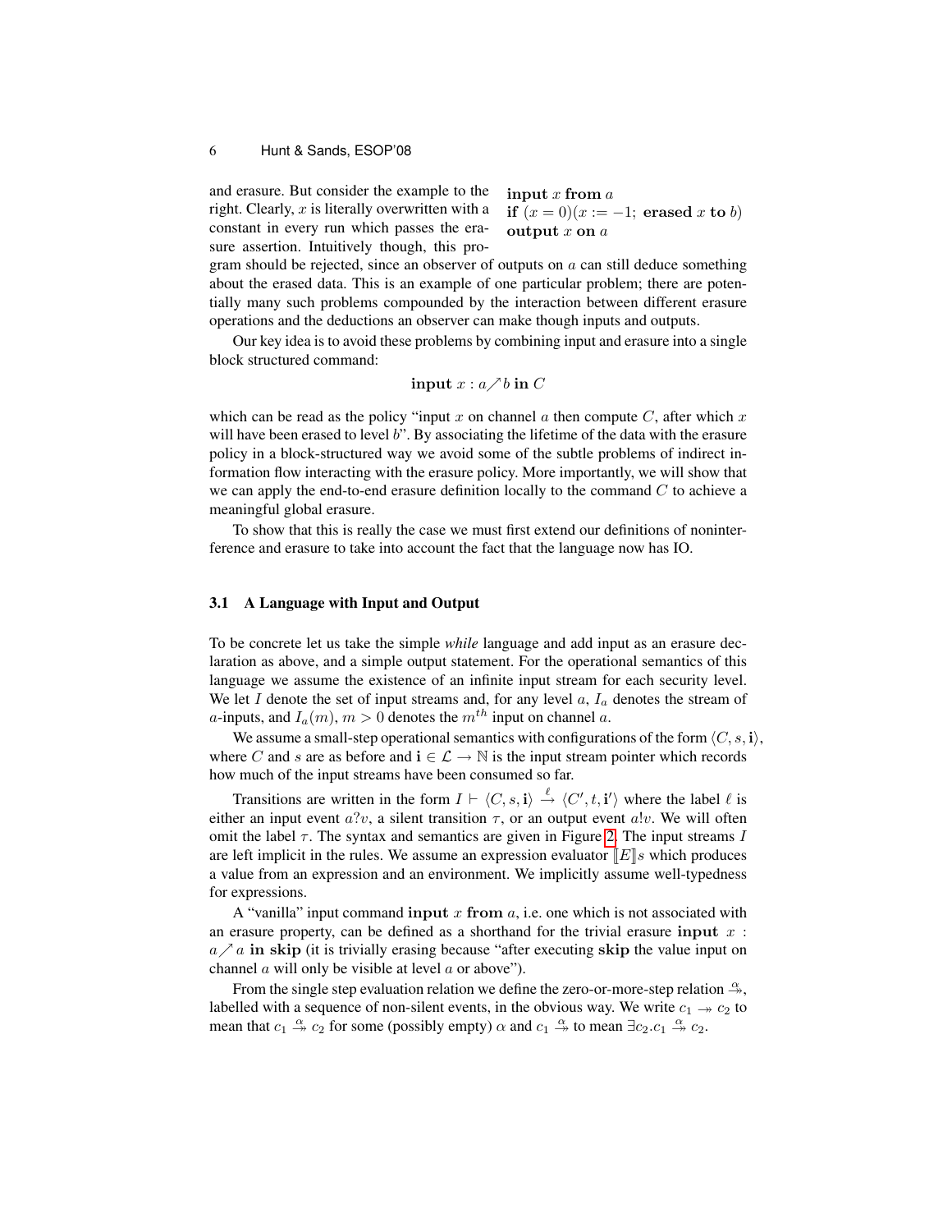and erasure. But consider the example to the right. Clearly, $x$ is literally overwritten with a constant in every run which passes the erasure assertion. Intuitively though, this program should be rejected, since an observer of outputs on $a$ can still deduce something about the erased data. This is an example of one particular problem; there are potentially many such problems compounded by the interaction between different erasure operations and the deductions an observer can make though inputs and outputs.

```
input x from a
if (x = 0)(x := −1; erased x to b)
output x on a
```

Our key idea is to avoid these problems by combining input and erasure into a single block structured command:

$$\textbf{input}\ x : a \nearrow b\ \textbf{in}\ C$$

which can be read as the policy "input $x$ on channel $a$ then compute $C$, after which $x$ will have been erased to level $b$". By associating the lifetime of the data with the erasure policy in a block-structured way we avoid some of the subtle problems of indirect information flow interacting with the erasure policy. More importantly, we will show that we can apply the end-to-end erasure definition locally to the command $C$ to achieve a meaningful global erasure.

To show that this is really the case we must first extend our definitions of noninterference and erasure to take into account the fact that the language now has IO.

### 3.1 A Language with Input and Output

To be concrete let us take the simple *while* language and add input as an erasure declaration as above, and a simple output statement. For the operational semantics of this language we assume the existence of an infinite input stream for each security level. We let $I$ denote the set of input streams and, for any level $a$, $I_a$ denotes the stream of $a$-inputs, and $I_a(m)$, $m > 0$ denotes the $m^{th}$ input on channel $a$.

We assume a small-step operational semantics with configurations of the form $\langle C, s, \mathbf{i} \rangle$, where $C$ and $s$ are as before and $\mathbf{i} \in \mathcal{L} \to \mathbb{N}$ is the input stream pointer which records how much of the input streams have been consumed so far.

Transitions are written in the form $I \vdash \langle C, s, \mathbf{i} \rangle \xrightarrow{\ell} \langle C', t, \mathbf{i}' \rangle$ where the label $\ell$ is either an input event $a?v$, a silent transition $\tau$, or an output event $a!v$. We will often omit the label $\tau$. The syntax and semantics are given in Figure 2. The input streams $I$ are left implicit in the rules. We assume an expression evaluator $[\![E]\!]s$ which produces a value from an expression and an environment. We implicitly assume well-typedness for expressions.

A "vanilla" input command **input** $x$ **from** $a$, i.e. one which is not associated with an erasure property, can be defined as a shorthand for the trivial erasure **input** $x : a \nearrow a$ **in skip** (it is trivially erasing because "after executing **skip** the value input on channel $a$ will only be visible at level $a$ or above").

From the single step evaluation relation we define the zero-or-more-step relation $\overset{\alpha}{\twoheadrightarrow}$, labelled with a sequence of non-silent events, in the obvious way. We write $c_1 \twoheadrightarrow c_2$ to mean that $c_1 \overset{\alpha}{\twoheadrightarrow} c_2$ for some (possibly empty) $\alpha$ and $c_1 \overset{\alpha}{\twoheadrightarrow}$ to mean $\exists c_2 . c_1 \overset{\alpha}{\twoheadrightarrow} c_2$.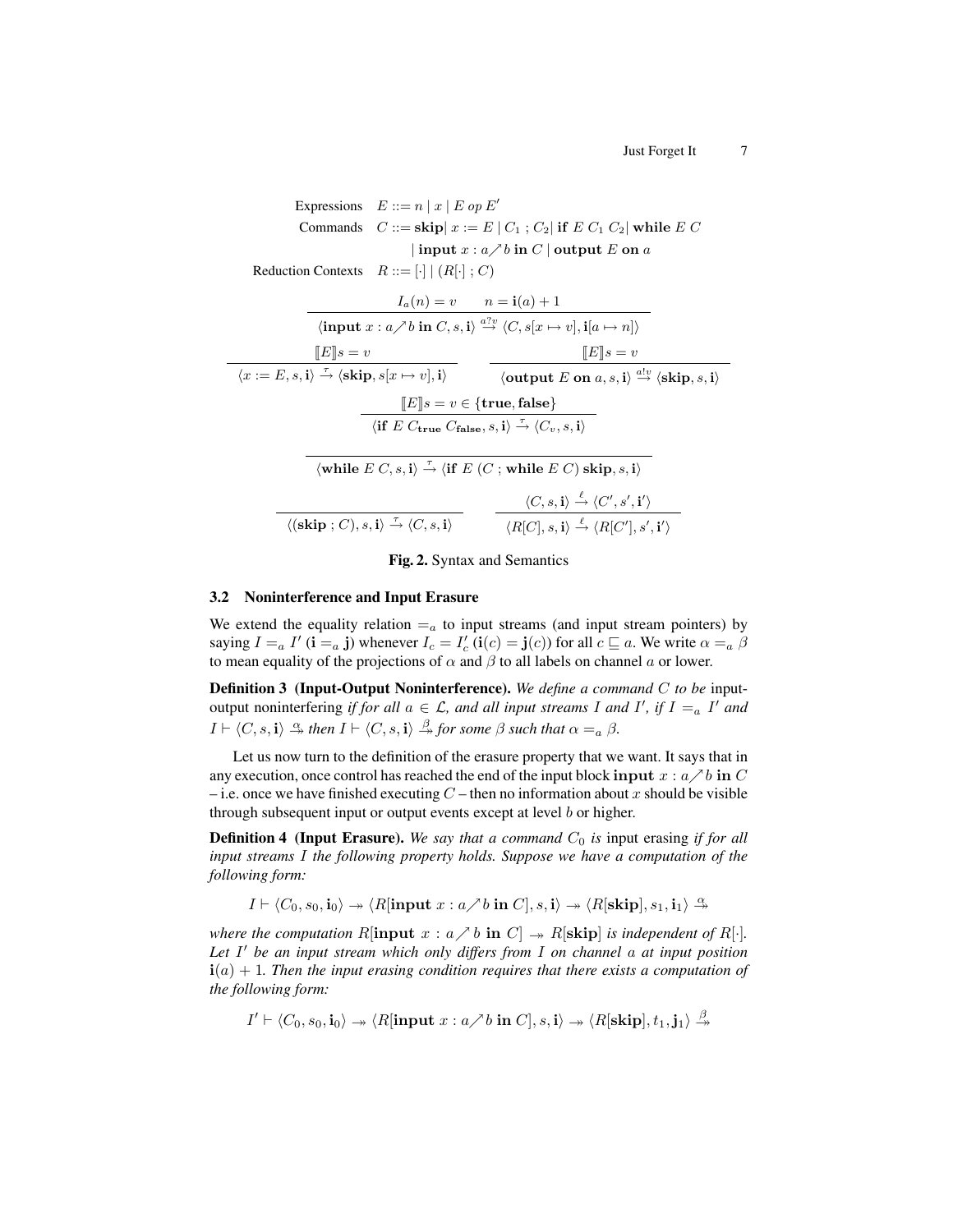$$
\begin{array}{rl}
\text{Expressions} & E ::= n \mid x \mid E \; op \; E' \\
\text{Commands} & C ::= \mathbf{skip} \mid x := E \mid C_1 \; ; C_2 \mid \mathbf{if} \; E \; C_1 \; C_2 \mid \mathbf{while} \; E \; C \\
 & \quad \mid \mathbf{input} \; x : a \nearrow b \; \mathbf{in} \; C \mid \mathbf{output} \; E \; \mathbf{on} \; a \\
\text{Reduction Contexts} & R ::= [\cdot] \mid (R[\cdot] \; ; C)
\end{array}
$$

$$
\frac{I_a(n) = v \qquad n = \mathbf{i}(a) + 1}{\langle \mathbf{input} \; x : a \nearrow b \; \mathbf{in} \; C, s, \mathbf{i} \rangle \xrightarrow{a?v} \langle C, s[x \mapsto v], \mathbf{i}[a \mapsto n] \rangle}
$$

$$
\frac{[\![E]\!]s = v}{\langle x := E, s, \mathbf{i} \rangle \xrightarrow{\tau} \langle \mathbf{skip}, s[x \mapsto v], \mathbf{i} \rangle}
\qquad
\frac{[\![E]\!]s = v}{\langle \mathbf{output} \; E \; \mathbf{on} \; a, s, \mathbf{i} \rangle \xrightarrow{a!v} \langle \mathbf{skip}, s, \mathbf{i} \rangle}
$$

$$
\frac{[\![E]\!]s = v \in \{\mathbf{true}, \mathbf{false}\}}{\langle \mathbf{if} \; E \; C_{\mathbf{true}} \; C_{\mathbf{false}}, s, \mathbf{i} \rangle \xrightarrow{\tau} \langle C_v, s, \mathbf{i} \rangle}
$$

$$
\frac{}{\langle \mathbf{while} \; E \; C, s, \mathbf{i} \rangle \xrightarrow{\tau} \langle \mathbf{if} \; E \; (C \; ; \mathbf{while} \; E \; C) \; \mathbf{skip}, s, \mathbf{i} \rangle}
$$

$$
\frac{}{\langle (\mathbf{skip} \; ; C), s, \mathbf{i} \rangle \xrightarrow{\tau} \langle C, s, \mathbf{i} \rangle}
\qquad
\frac{\langle C, s, \mathbf{i} \rangle \xrightarrow{\ell} \langle C', s', \mathbf{i}' \rangle}{\langle R[C], s, \mathbf{i} \rangle \xrightarrow{\ell} \langle R[C'], s', \mathbf{i}' \rangle}
$$

**Fig. 2.** Syntax and Semantics

### 3.2 Noninterference and Input Erasure

We extend the equality relation $=_a$ to input streams (and input stream pointers) by saying $I =_a I'$ ($\mathbf{i} =_a \mathbf{j}$) whenever $I_c = I'_c$ ($\mathbf{i}(c) = \mathbf{j}(c)$) for all $c \sqsubseteq a$. We write $\alpha =_a \beta$ to mean equality of the projections of $\alpha$ and $\beta$ to all labels on channel $a$ or lower.

**Definition 3 (Input-Output Noninterference).** *We define a command $C$ to be* input-output noninterfering *if for all $a \in \mathcal{L}$, and all input streams $I$ and $I'$, if $I =_a I'$ and $I \vdash \langle C, s, \mathbf{i} \rangle \overset{\alpha}{\twoheadrightarrow}$ then $I \vdash \langle C, s, \mathbf{i} \rangle \overset{\beta}{\twoheadrightarrow}$ for some $\beta$ such that $\alpha =_a \beta$.*

Let us now turn to the definition of the erasure property that we want. It says that in any execution, once control has reached the end of the input block $\mathbf{input} \; x : a \nearrow b \; \mathbf{in} \; C$ – i.e. once we have finished executing $C$ – then no information about $x$ should be visible through subsequent input or output events except at level $b$ or higher.

**Definition 4 (Input Erasure).** *We say that a command $C_0$ is* input erasing *if for all input streams $I$ the following property holds. Suppose we have a computation of the following form:*

$$
I \vdash \langle C_0, s_0, \mathbf{i}_0 \rangle \twoheadrightarrow \langle R[\mathbf{input} \; x : a \nearrow b \; \mathbf{in} \; C], s, \mathbf{i} \rangle \twoheadrightarrow \langle R[\mathbf{skip}], s_1, \mathbf{i}_1 \rangle \overset{\alpha}{\twoheadrightarrow}
$$

*where the computation $R[\mathbf{input} \; x : a \nearrow b \; \mathbf{in} \; C] \twoheadrightarrow R[\mathbf{skip}]$ is independent of $R[\cdot]$. Let $I'$ be an input stream which only differs from $I$ on channel $a$ at input position $\mathbf{i}(a) + 1$. Then the input erasing condition requires that there exists a computation of the following form:*

$$
I' \vdash \langle C_0, s_0, \mathbf{i}_0 \rangle \twoheadrightarrow \langle R[\mathbf{input} \; x : a \nearrow b \; \mathbf{in} \; C], s, \mathbf{i} \rangle \twoheadrightarrow \langle R[\mathbf{skip}], t_1, \mathbf{j}_1 \rangle \overset{\beta}{\twoheadrightarrow}
$$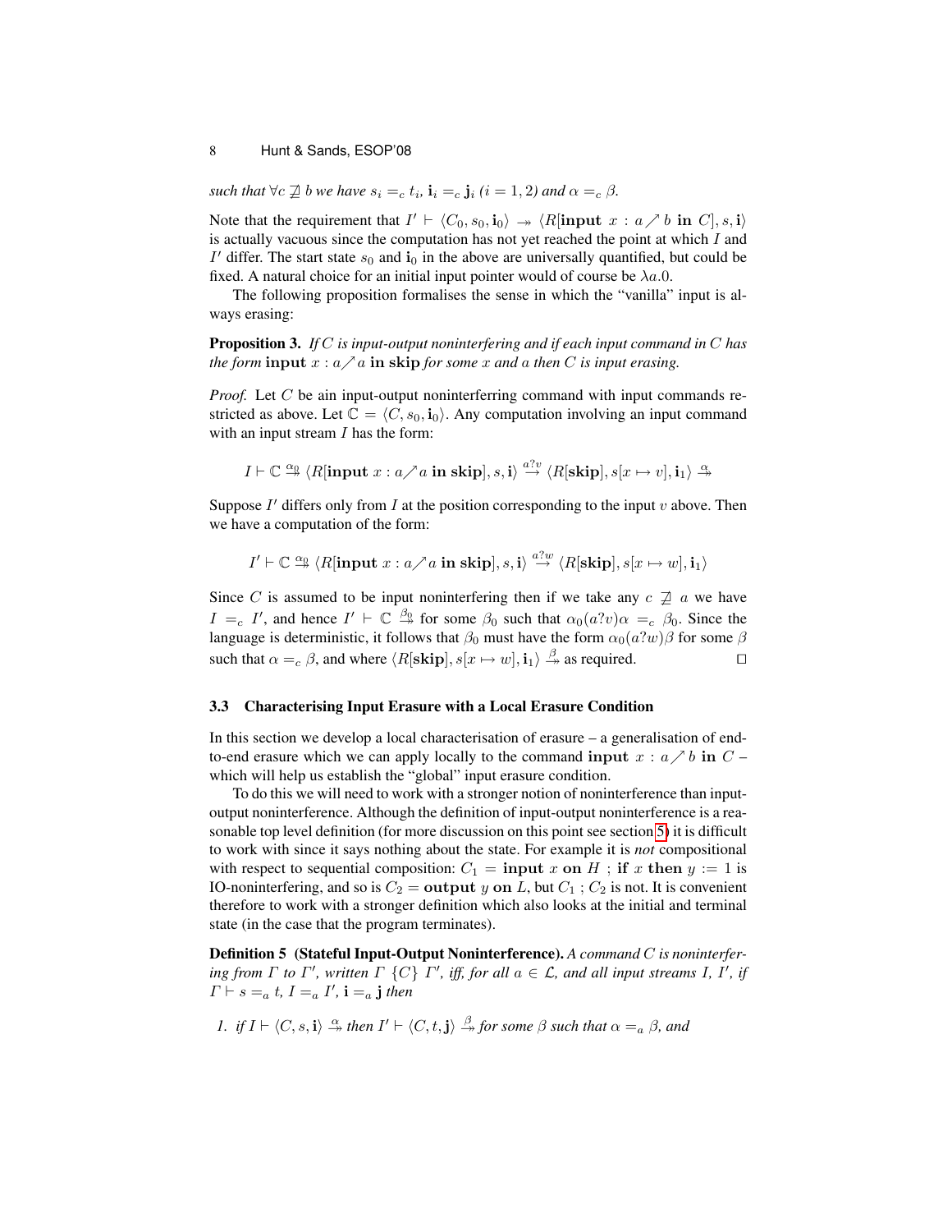*such that* $\forall c \not\sqsupseteq b$ *we have* $s_i =_c t_i$, $\mathbf{i}_i =_c \mathbf{j}_i$ *(*$i = 1, 2$*) and* $\alpha =_c \beta$.

Note that the requirement that $I' \vdash \langle C_0, s_0, \mathbf{i}_0 \rangle \twoheadrightarrow \langle R[\mathbf{input}\ x : a \nearrow b\ \mathbf{in}\ C], s, \mathbf{i} \rangle$ is actually vacuous since the computation has not yet reached the point at which $I$ and $I'$ differ. The start state $s_0$ and $\mathbf{i}_0$ in the above are universally quantified, but could be fixed. A natural choice for an initial input pointer would of course be $\lambda a.0$.

The following proposition formalises the sense in which the "vanilla" input is always erasing:

**Proposition 3.** *If* $C$ *is input-output noninterfering and if each input command in* $C$ *has the form* $\mathbf{input}\ x : a \nearrow a\ \mathbf{in}\ \mathbf{skip}$ *for some* $x$ *and* $a$ *then* $C$ *is input erasing.*

*Proof.* Let $C$ be ain input-output noninterferring command with input commands restricted as above. Let $\mathbb{C} = \langle C, s_0, \mathbf{i}_0 \rangle$. Any computation involving an input command with an input stream $I$ has the form:

$$I \vdash \mathbb{C} \stackrel{\alpha_0}{\twoheadrightarrow} \langle R[\mathbf{input}\ x : a \nearrow a\ \mathbf{in}\ \mathbf{skip}], s, \mathbf{i} \rangle \stackrel{a?v}{\rightarrow} \langle R[\mathbf{skip}], s[x \mapsto v], \mathbf{i}_1 \rangle \stackrel{\alpha}{\twoheadrightarrow}$$

Suppose $I'$ differs only from $I$ at the position corresponding to the input $v$ above. Then we have a computation of the form:

$$I' \vdash \mathbb{C} \stackrel{\alpha_0}{\twoheadrightarrow} \langle R[\mathbf{input}\ x : a \nearrow a\ \mathbf{in}\ \mathbf{skip}], s, \mathbf{i} \rangle \stackrel{a?w}{\rightarrow} \langle R[\mathbf{skip}], s[x \mapsto w], \mathbf{i}_1 \rangle$$

Since $C$ is assumed to be input noninterfering then if we take any $c \not\sqsupseteq a$ we have $I =_c I'$, and hence $I' \vdash \mathbb{C} \stackrel{\beta_0}{\twoheadrightarrow}$ for some $\beta_0$ such that $\alpha_0(a?v)\alpha =_c \beta_0$. Since the language is deterministic, it follows that $\beta_0$ must have the form $\alpha_0(a?w)\beta$ for some $\beta$ such that $\alpha =_c \beta$, and where $\langle R[\mathbf{skip}], s[x \mapsto w], \mathbf{i}_1 \rangle \stackrel{\beta}{\twoheadrightarrow}$ as required. $\square$

### 3.3 Characterising Input Erasure with a Local Erasure Condition

In this section we develop a local characterisation of erasure – a generalisation of end-to-end erasure which we can apply locally to the command $\mathbf{input}\ x : a \nearrow b\ \mathbf{in}\ C$ – which will help us establish the "global" input erasure condition.

To do this we will need to work with a stronger notion of noninterference than input-output noninterference. Although the definition of input-output noninterference is a reasonable top level definition (for more discussion on this point see section 5) it is difficult to work with since it says nothing about the state. For example it is *not* compositional with respect to sequential composition: $C_1 = \mathbf{input}\ x\ \mathbf{on}\ H\ ;\ \mathbf{if}\ x\ \mathbf{then}\ y := 1$ is IO-noninterfering, and so is $C_2 = \mathbf{output}\ y\ \mathbf{on}\ L$, but $C_1 ; C_2$ is not. It is convenient therefore to work with a stronger definition which also looks at the initial and terminal state (in the case that the program terminates).

**Definition 5 (Stateful Input-Output Noninterference).** *A command* $C$ *is noninterfering from* $\Gamma$ *to* $\Gamma'$*, written* $\Gamma\ \{C\}\ \Gamma'$*, iff, for all* $a \in \mathcal{L}$*, and all input streams* $I$*,* $I'$*, if* $\Gamma \vdash s =_a t$*,* $I =_a I'$*,* $\mathbf{i} =_a \mathbf{j}$ *then*

1. *if* $I \vdash \langle C, s, \mathbf{i} \rangle \stackrel{\alpha}{\twoheadrightarrow}$ *then* $I' \vdash \langle C, t, \mathbf{j} \rangle \stackrel{\beta}{\twoheadrightarrow}$ *for some* $\beta$ *such that* $\alpha =_a \beta$*, and*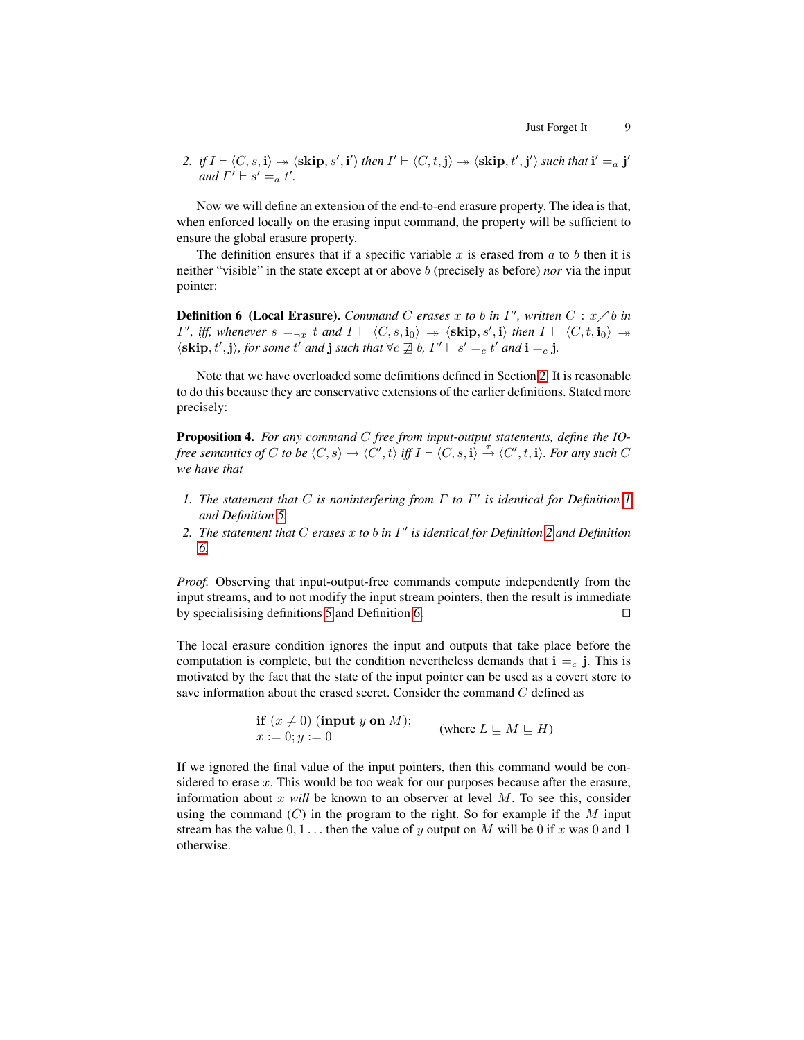2. *if* $I \vdash \langle C, s, \mathbf{i}\rangle \twoheadrightarrow \langle \mathbf{skip}, s', \mathbf{i}'\rangle$ *then* $I' \vdash \langle C, t, \mathbf{j}\rangle \twoheadrightarrow \langle \mathbf{skip}, t', \mathbf{j}'\rangle$ *such that* $\mathbf{i}' =_a \mathbf{j}'$ *and* $\Gamma' \vdash s' =_a t'$.

Now we will define an extension of the end-to-end erasure property. The idea is that, when enforced locally on the erasing input command, the property will be sufficient to ensure the global erasure property.

The definition ensures that if a specific variable $x$ is erased from $a$ to $b$ then it is neither "visible" in the state except at or above $b$ (precisely as before) *nor* via the input pointer:

**Definition 6 (Local Erasure).** *Command $C$ erases $x$ to $b$ in $\Gamma'$, written $C : x \nearrow b$ in $\Gamma'$, iff, whenever $s =_{\neg x} t$ and $I \vdash \langle C, s, \mathbf{i}_0\rangle \twoheadrightarrow \langle \mathbf{skip}, s', \mathbf{i}\rangle$ then $I \vdash \langle C, t, \mathbf{i}_0\rangle \twoheadrightarrow \langle \mathbf{skip}, t', \mathbf{j}\rangle$, for some $t'$ and $\mathbf{j}$ such that $\forall c \not\sqsupseteq b$, $\Gamma' \vdash s' =_c t'$ and $\mathbf{i} =_c \mathbf{j}$.*

Note that we have overloaded some definitions defined in Section 2. It is reasonable to do this because they are conservative extensions of the earlier definitions. Stated more precisely:

**Proposition 4.** *For any command $C$ free from input-output statements, define the IO-free semantics of $C$ to be $\langle C, s\rangle \to \langle C', t\rangle$ iff $I \vdash \langle C, s, \mathbf{i}\rangle \xrightarrow{\tau} \langle C', t, \mathbf{i}\rangle$. For any such $C$ we have that*

1. *The statement that $C$ is noninterfering from $\Gamma$ to $\Gamma'$ is identical for Definition 1 and Definition 5.*
2. *The statement that $C$ erases $x$ to $b$ in $\Gamma'$ is identical for Definition 2 and Definition 6.*

*Proof.* Observing that input-output-free commands compute independently from the input streams, and to not modify the input stream pointers, then the result is immediate by specialisising definitions 5 and Definition 6. $\square$

The local erasure condition ignores the input and outputs that take place before the computation is complete, but the condition nevertheless demands that $\mathbf{i} =_c \mathbf{j}$. This is motivated by the fact that the state of the input pointer can be used as a covert store to save information about the erased secret. Consider the command $C$ defined as

$$\begin{array}{l}\mathbf{if}\ (x \neq 0)\ (\mathbf{input}\ y\ \mathbf{on}\ M);\\ x := 0; y := 0\end{array} \qquad \text{(where } L \sqsubseteq M \sqsubseteq H\text{)}$$

If we ignored the final value of the input pointers, then this command would be considered to erase $x$. This would be too weak for our purposes because after the erasure, information about $x$ *will* be known to an observer at level $M$. To see this, consider using the command ($C$) in the program to the right. So for example if the $M$ input stream has the value $0, 1 \ldots$ then the value of $y$ output on $M$ will be 0 if $x$ was 0 and 1 otherwise.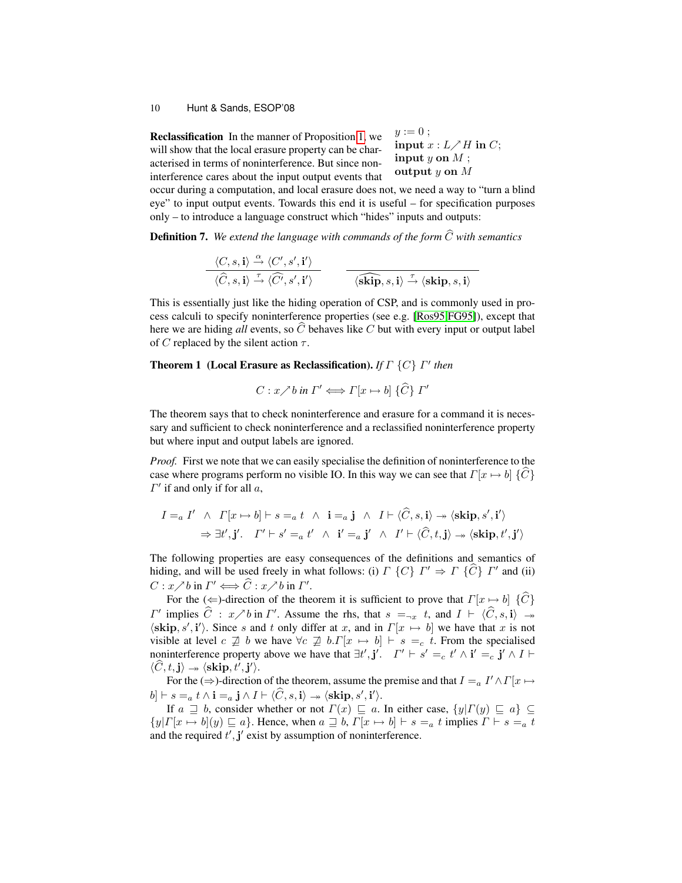**Reclassification** In the manner of Proposition 1, we will show that the local erasure property can be characterised in terms of noninterference. But since noninterference cares about the input output events that occur during a computation, and local erasure does not, we need a way to "turn a blind eye" to input output events. Towards this end it is useful – for specification purposes only – to introduce a language construct which "hides" inputs and outputs:

```
y := 0 ;
input x : L↗H in C;
input y on M ;
output y on M
```

**Definition 7.** *We extend the language with commands of the form $\widehat{C}$ with semantics*

$$\frac{\langle C, s, \mathbf{i}\rangle \xrightarrow{\alpha} \langle C', s', \mathbf{i}'\rangle}{\langle \widehat{C}, s, \mathbf{i}\rangle \xrightarrow{\tau} \langle \widehat{C'}, s', \mathbf{i}'\rangle} \qquad \frac{}{\langle \widehat{\mathbf{skip}}, s, \mathbf{i}\rangle \xrightarrow{\tau} \langle \mathbf{skip}, s, \mathbf{i}\rangle}$$

This is essentially just like the hiding operation of CSP, and is commonly used in process calculi to specify noninterference properties (see e.g. [Ros95,FG95]), except that here we are hiding *all* events, so $\widehat{C}$ behaves like $C$ but with every input or output label of $C$ replaced by the silent action $\tau$.

**Theorem 1 (Local Erasure as Reclassification).** *If $\Gamma\ \{C\}\ \Gamma'$ then*

$$C : x \nearrow b \textit{ in } \Gamma' \Longleftrightarrow \Gamma[x \mapsto b]\ \{\widehat{C}\}\ \Gamma'$$

The theorem says that to check noninterference and erasure for a command it is necessary and sufficient to check noninterference and a reclassified noninterference property but where input and output labels are ignored.

*Proof.* First we note that we can easily specialise the definition of noninterference to the case where programs perform no visible IO. In this way we can see that $\Gamma[x \mapsto b]\ \{\widehat{C}\}\ \Gamma'$ if and only if for all $a$,

$$\begin{aligned} I =_a I' \ \wedge\ \Gamma[x \mapsto b] \vdash s =_a t \ \wedge\ \mathbf{i} =_a \mathbf{j} \ \wedge\ I \vdash \langle \widehat{C}, s, \mathbf{i}\rangle \twoheadrightarrow \langle \mathbf{skip}, s', \mathbf{i}'\rangle \\ \Rightarrow \exists t', \mathbf{j}'.\ \ \Gamma' \vdash s' =_a t' \ \wedge\ \mathbf{i}' =_a \mathbf{j}' \ \wedge\ I' \vdash \langle \widehat{C}, t, \mathbf{j}\rangle \twoheadrightarrow \langle \mathbf{skip}, t', \mathbf{j}'\rangle \end{aligned}$$

The following properties are easy consequences of the definitions and semantics of hiding, and will be used freely in what follows: (i) $\Gamma\ \{C\}\ \Gamma' \Rightarrow \Gamma\ \{\widehat{C}\}\ \Gamma'$ and (ii) $C : x \nearrow b$ in $\Gamma' \Longleftrightarrow \widehat{C} : x \nearrow b$ in $\Gamma'$.

For the ($\Leftarrow$)-direction of the theorem it is sufficient to prove that $\Gamma[x \mapsto b]\ \{\widehat{C}\}\ \Gamma'$ implies $\widehat{C} : x \nearrow b$ in $\Gamma'$. Assume the rhs, that $s =_{\neg x} t$, and $I \vdash \langle \widehat{C}, s, \mathbf{i}\rangle \twoheadrightarrow \langle \mathbf{skip}, s', \mathbf{i}'\rangle$. Since $s$ and $t$ only differ at $x$, and in $\Gamma[x \mapsto b]$ we have that $x$ is not visible at level $c \not\sqsupseteq b$ we have $\forall c \not\sqsupseteq b. \Gamma[x \mapsto b] \vdash s =_c t$. From the specialised noninterference property above we have that $\exists t', \mathbf{j}'.\ \ \Gamma' \vdash s' =_c t' \wedge \mathbf{i}' =_c \mathbf{j}' \wedge I \vdash \langle \widehat{C}, t, \mathbf{j}\rangle \twoheadrightarrow \langle \mathbf{skip}, t', \mathbf{j}'\rangle$.

For the ($\Rightarrow$)-direction of the theorem, assume the premise and that $I =_a I' \wedge \Gamma[x \mapsto b] \vdash s =_a t \wedge \mathbf{i} =_a \mathbf{j} \wedge I \vdash \langle \widehat{C}, s, \mathbf{i}\rangle \twoheadrightarrow \langle \mathbf{skip}, s', \mathbf{i}'\rangle$.

If $a \sqsupseteq b$, consider whether or not $\Gamma(x) \sqsubseteq a$. In either case, $\{y | \Gamma(y) \sqsubseteq a\} \subseteq \{y | \Gamma[x \mapsto b](y) \sqsubseteq a\}$. Hence, when $a \sqsupseteq b$, $\Gamma[x \mapsto b] \vdash s =_a t$ implies $\Gamma \vdash s =_a t$ and the required $t', \mathbf{j}'$ exist by assumption of noninterference.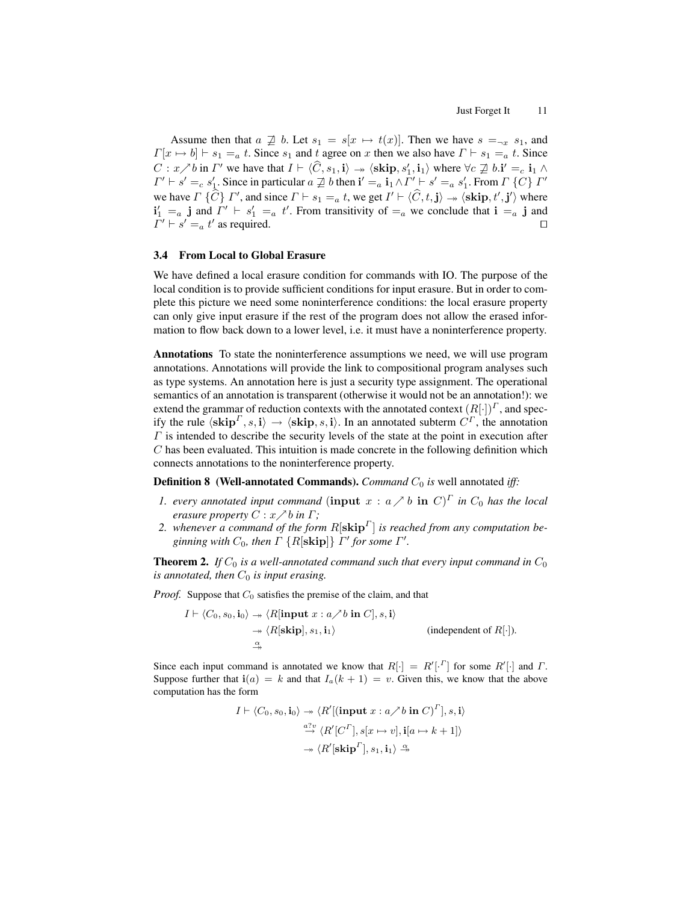Assume then that $a \not\sqsupseteq b$. Let $s_1 = s[x \mapsto t(x)]$. Then we have $s =_{\neg x} s_1$, and $\Gamma[x \mapsto b] \vdash s_1 =_a t$. Since $s_1$ and $t$ agree on $x$ then we also have $\Gamma \vdash s_1 =_a t$. Since $C : x \nearrow b$ in $\Gamma'$ we have that $I \vdash \langle \widehat{C}, s_1, \mathbf{i} \rangle \twoheadrightarrow \langle \mathbf{skip}, s_1', \mathbf{i}_1 \rangle$ where $\forall c \not\sqsupseteq b. \mathbf{i}' =_c \mathbf{i}_1 \wedge \Gamma' \vdash s' =_c s_1'$. Since in particular $a \not\sqsupseteq b$ then $\mathbf{i}' =_a \mathbf{i}_1 \wedge \Gamma' \vdash s' =_a s_1'$. From $\Gamma \; \{C\} \; \Gamma'$ we have $\Gamma \; \{\widehat{C}\} \; \Gamma'$, and since $\Gamma \vdash s_1 =_a t$, we get $I' \vdash \langle \widehat{C}, t, \mathbf{j} \rangle \twoheadrightarrow \langle \mathbf{skip}, t', \mathbf{j}' \rangle$ where $\mathbf{i}_1' =_a \mathbf{j}$ and $\Gamma' \vdash s_1' =_a t'$. From transitivity of $=_a$ we conclude that $\mathbf{i} =_a \mathbf{j}$ and $\Gamma' \vdash s' =_a t'$ as required. ◻

### 3.4 From Local to Global Erasure

We have defined a local erasure condition for commands with IO. The purpose of the local condition is to provide sufficient conditions for input erasure. But in order to complete this picture we need some noninterference conditions: the local erasure property can only give input erasure if the rest of the program does not allow the erased information to flow back down to a lower level, i.e. it must have a noninterference property.

**Annotations** To state the noninterference assumptions we need, we will use program annotations. Annotations will provide the link to compositional program analyses such as type systems. An annotation here is just a security type assignment. The operational semantics of an annotation is transparent (otherwise it would not be an annotation!): we extend the grammar of reduction contexts with the annotated context $(R[\cdot])^{\Gamma}$, and specify the rule $\langle \mathbf{skip}^{\Gamma}, s, \mathbf{i} \rangle \rightarrow \langle \mathbf{skip}, s, \mathbf{i} \rangle$. In an annotated subterm $C^{\Gamma}$, the annotation $\Gamma$ is intended to describe the security levels of the state at the point in execution after $C$ has been evaluated. This intuition is made concrete in the following definition which connects annotations to the noninterference property.

**Definition 8 (Well-annotated Commands).** *Command $C_0$ is* well annotated *iff:*

1. *every annotated input command $(\mathbf{input}\ x : a \nearrow b\ \mathbf{in}\ C)^{\Gamma}$ in $C_0$ has the local erasure property $C : x \nearrow b$ in $\Gamma$;*
2. *whenever a command of the form $R[\mathbf{skip}^{\Gamma}]$ is reached from any computation beginning with $C_0$, then $\Gamma \; \{R[\mathbf{skip}]\} \; \Gamma'$ for some $\Gamma'$.*

**Theorem 2.** *If $C_0$ is a well-annotated command such that every input command in $C_0$ is annotated, then $C_0$ is input erasing.*

*Proof.* Suppose that $C_0$ satisfies the premise of the claim, and that

$$
\begin{aligned}
I \vdash \langle C_0, s_0, \mathbf{i}_0 \rangle &\twoheadrightarrow \langle R[\mathbf{input}\ x : a \nearrow b\ \mathbf{in}\ C], s, \mathbf{i} \rangle \\
&\twoheadrightarrow \langle R[\mathbf{skip}], s_1, \mathbf{i}_1 \rangle \qquad\qquad \text{(independent of } R[\cdot]\text{).} \\
&\overset{\alpha}{\twoheadrightarrow}
\end{aligned}
$$

Since each input command is annotated we know that $R[\cdot] = R'[\cdot^{\Gamma}]$ for some $R'[\cdot]$ and $\Gamma$. Suppose further that $\mathbf{i}(a) = k$ and that $I_a(k+1) = v$. Given this, we know that the above computation has the form

$$
\begin{aligned}
I \vdash \langle C_0, s_0, \mathbf{i}_0 \rangle &\twoheadrightarrow \langle R'[(\mathbf{input}\ x : a \nearrow b\ \mathbf{in}\ C)^{\Gamma}], s, \mathbf{i} \rangle \\
&\overset{a?v}{\rightarrow} \langle R'[C^{\Gamma}], s[x \mapsto v], \mathbf{i}[a \mapsto k+1] \rangle \\
&\twoheadrightarrow \langle R'[\mathbf{skip}^{\Gamma}], s_1, \mathbf{i}_1 \rangle \overset{\alpha}{\twoheadrightarrow}
\end{aligned}
$$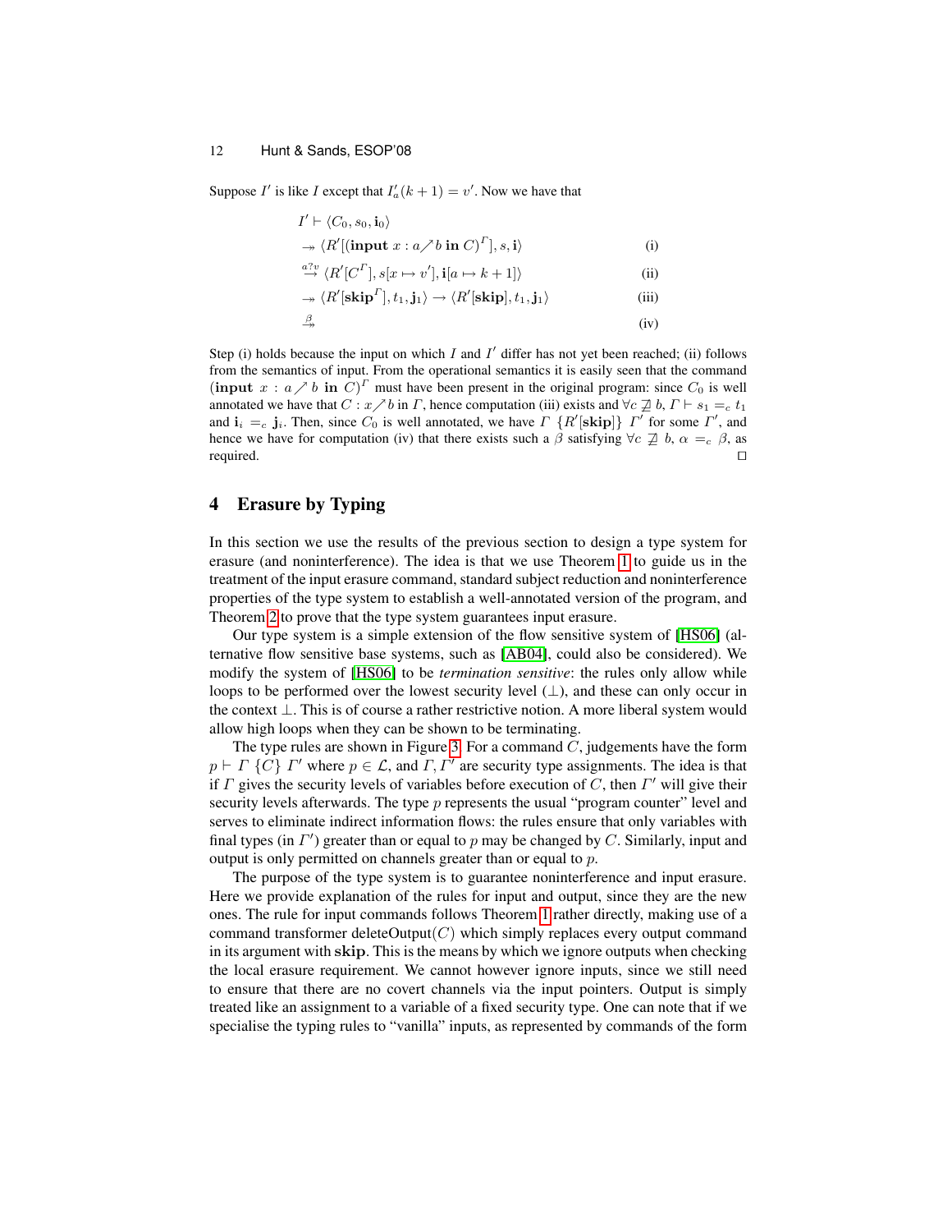Suppose $I'$ is like $I$ except that $I'_a(k+1) = v'$. Now we have that

$$
\begin{array}{ll}
I' \vdash \langle C_0, s_0, \mathbf{i}_0 \rangle & \\
\twoheadrightarrow \langle R'[(\mathbf{input}\ x : a \nearrow b\ \mathbf{in}\ C)^{\Gamma}], s, \mathbf{i} \rangle & \text{(i)} \\
\overset{a?v}{\rightarrow} \langle R'[C^{\Gamma}], s[x \mapsto v'], \mathbf{i}[a \mapsto k+1] \rangle & \text{(ii)} \\
\twoheadrightarrow \langle R'[\mathbf{skip}^{\Gamma}], t_1, \mathbf{j}_1 \rangle \rightarrow \langle R'[\mathbf{skip}], t_1, \mathbf{j}_1 \rangle & \text{(iii)} \\
\overset{\beta}{\twoheadrightarrow} & \text{(iv)}
\end{array}
$$

Step (i) holds because the input on which $I$ and $I'$ differ has not yet been reached; (ii) follows from the semantics of input. From the operational semantics it is easily seen that the command $(\mathbf{input}\ x : a \nearrow b\ \mathbf{in}\ C)^{\Gamma}$ must have been present in the original program: since $C_0$ is well annotated we have that $C : x \nearrow b$ in $\Gamma$, hence computation (iii) exists and $\forall c \not\sqsupseteq b$, $\Gamma \vdash s_1 =_c t_1$ and $\mathbf{i}_i =_c \mathbf{j}_i$. Then, since $C_0$ is well annotated, we have $\Gamma\ \{R'[\mathbf{skip}]\}\ \Gamma'$ for some $\Gamma'$, and hence we have for computation (iv) that there exists such a $\beta$ satisfying $\forall c \not\sqsupseteq b$, $\alpha =_c \beta$, as required. $\square$

## 4 Erasure by Typing

In this section we use the results of the previous section to design a type system for erasure (and noninterference). The idea is that we use Theorem 1 to guide us in the treatment of the input erasure command, standard subject reduction and noninterference properties of the type system to establish a well-annotated version of the program, and Theorem 2 to prove that the type system guarantees input erasure.

Our type system is a simple extension of the flow sensitive system of [HS06] (alternative flow sensitive base systems, such as [AB04], could also be considered). We modify the system of [HS06] to be *termination sensitive*: the rules only allow while loops to be performed over the lowest security level ($\bot$), and these can only occur in the context $\bot$. This is of course a rather restrictive notion. A more liberal system would allow high loops when they can be shown to be terminating.

The type rules are shown in Figure 3. For a command $C$, judgements have the form $p \vdash \Gamma\ \{C\}\ \Gamma'$ where $p \in \mathcal{L}$, and $\Gamma, \Gamma'$ are security type assignments. The idea is that if $\Gamma$ gives the security levels of variables before execution of $C$, then $\Gamma'$ will give their security levels afterwards. The type $p$ represents the usual "program counter" level and serves to eliminate indirect information flows: the rules ensure that only variables with final types (in $\Gamma'$) greater than or equal to $p$ may be changed by $C$. Similarly, input and output is only permitted on channels greater than or equal to $p$.

The purpose of the type system is to guarantee noninterference and input erasure. Here we provide explanation of the rules for input and output, since they are the new ones. The rule for input commands follows Theorem 1 rather directly, making use of a command transformer deleteOutput($C$) which simply replaces every output command in its argument with **skip**. This is the means by which we ignore outputs when checking the local erasure requirement. We cannot however ignore inputs, since we still need to ensure that there are no covert channels via the input pointers. Output is simply treated like an assignment to a variable of a fixed security type. One can note that if we specialise the typing rules to "vanilla" inputs, as represented by commands of the form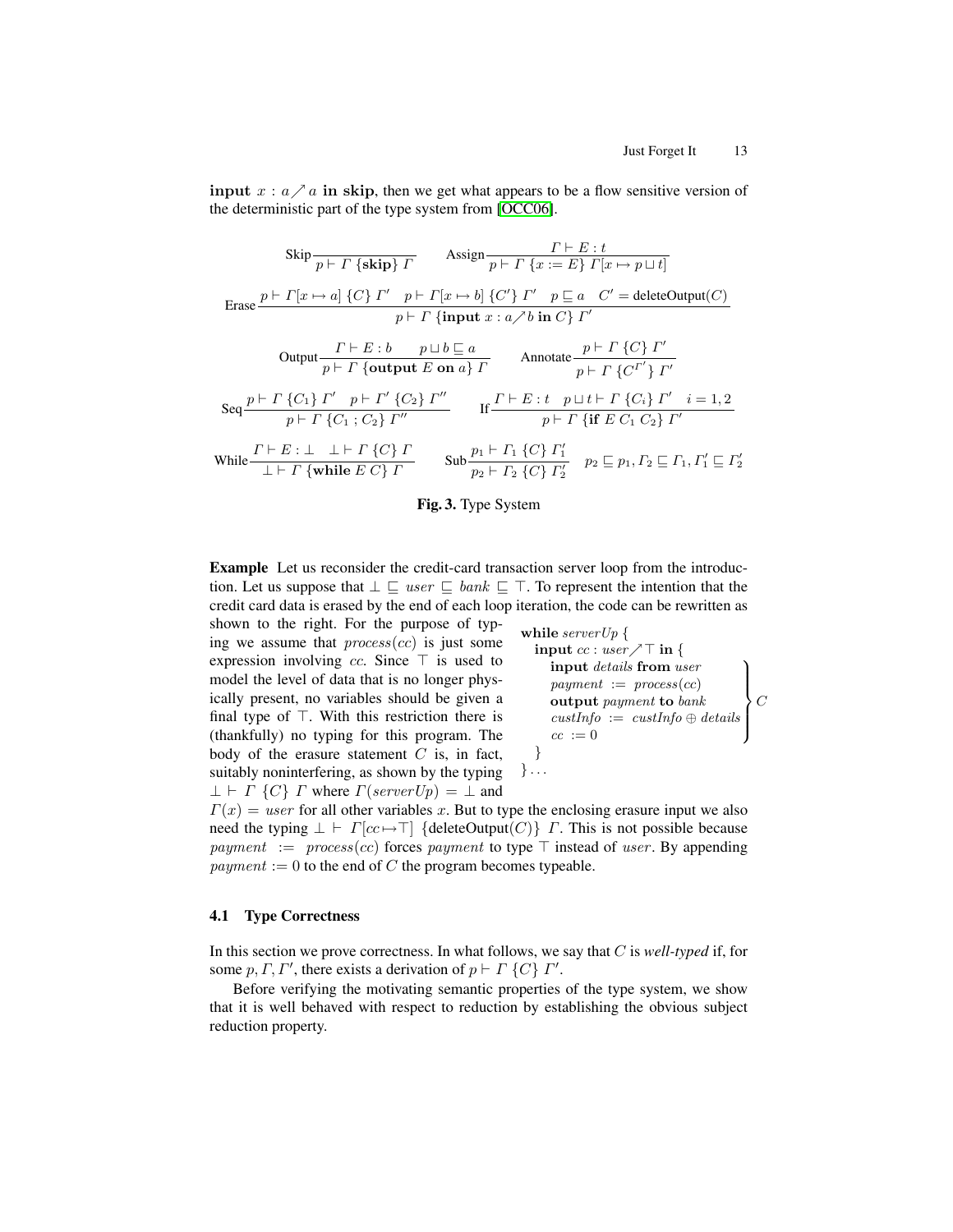**input** $x : a \nearrow a$ **in skip**, then we get what appears to be a flow sensitive version of the deterministic part of the type system from [OCC06].

$$\text{Skip}\frac{}{p \vdash \Gamma\ \{\textbf{skip}\}\ \Gamma} \qquad \text{Assign}\frac{\Gamma \vdash E : t}{p \vdash \Gamma\ \{x := E\}\ \Gamma[x \mapsto p \sqcup t]}$$

$$\text{Erase}\frac{p \vdash \Gamma[x \mapsto a]\ \{C\}\ \Gamma' \quad p \vdash \Gamma[x \mapsto b]\ \{C'\}\ \Gamma' \quad p \sqsubseteq a \quad C' = \text{deleteOutput}(C)}{p \vdash \Gamma\ \{\textbf{input}\ x : a \nearrow b\ \textbf{in}\ C\}\ \Gamma'}$$

$$\text{Output}\frac{\Gamma \vdash E : b \qquad p \sqcup b \sqsubseteq a}{p \vdash \Gamma\ \{\textbf{output}\ E\ \textbf{on}\ a\}\ \Gamma} \qquad \text{Annotate}\frac{p \vdash \Gamma\ \{C\}\ \Gamma'}{p \vdash \Gamma\ \{C^{\Gamma'}\}\ \Gamma'}$$

$$\text{Seq}\frac{p \vdash \Gamma\ \{C_1\}\ \Gamma' \quad p \vdash \Gamma'\ \{C_2\}\ \Gamma''}{p \vdash \Gamma\ \{C_1\ ;\ C_2\}\ \Gamma''} \qquad \text{If}\frac{\Gamma \vdash E : t \quad p \sqcup t \vdash \Gamma\ \{C_i\}\ \Gamma' \quad i = 1, 2}{p \vdash \Gamma\ \{\textbf{if}\ E\ C_1\ C_2\}\ \Gamma'}$$

$$\text{While}\frac{\Gamma \vdash E : \bot \quad \bot \vdash \Gamma\ \{C\}\ \Gamma}{\bot \vdash \Gamma\ \{\textbf{while}\ E\ C\}\ \Gamma} \qquad \text{Sub}\frac{p_1 \vdash \Gamma_1\ \{C\}\ \Gamma_1'}{p_2 \vdash \Gamma_2\ \{C\}\ \Gamma_2'} \quad p_2 \sqsubseteq p_1, \Gamma_2 \sqsubseteq \Gamma_1, \Gamma_1' \sqsubseteq \Gamma_2'$$

**Fig. 3.** Type System

**Example** Let us reconsider the credit-card transaction server loop from the introduction. Let us suppose that $\bot \sqsubseteq \mathit{user} \sqsubseteq \mathit{bank} \sqsubseteq \top$. To represent the intention that the credit card data is erased by the end of each loop iteration, the code can be rewritten as shown to the right. For the purpose of typing we assume that $\mathit{process}(cc)$ is just some expression involving $cc$. Since $\top$ is used to model the level of data that is no longer physically present, no variables should be given a final type of $\top$. With this restriction there is (thankfully) no typing for this program. The body of the erasure statement $C$ is, in fact, suitably noninterfering, as shown by the typing $\bot \vdash \Gamma\ \{C\}\ \Gamma$ where $\Gamma(\mathit{serverUp}) = \bot$ and $\Gamma(x) = \mathit{user}$ for all other variables $x$. But to type the enclosing erasure input we also need the typing $\bot \vdash \Gamma[cc \mapsto \top]\ \{\text{deleteOutput}(C)\}\ \Gamma$. This is not possible because $\mathit{payment} := \mathit{process}(cc)$ forces $\mathit{payment}$ to type $\top$ instead of $\mathit{user}$. By appending $\mathit{payment} := 0$ to the end of $C$ the program becomes typeable.

```
while serverUp {
  input cc : user ↗ ⊤ in {
    input details from user          ⎫
    payment := process(cc)           ⎪
    output payment to bank           ⎬ C
    custInfo := custInfo ⊕ details   ⎪
    cc := 0                          ⎭
  }
}...
```

### 4.1 Type Correctness

In this section we prove correctness. In what follows, we say that $C$ is *well-typed* if, for some $p, \Gamma, \Gamma'$, there exists a derivation of $p \vdash \Gamma\ \{C\}\ \Gamma'$.

Before verifying the motivating semantic properties of the type system, we show that it is well behaved with respect to reduction by establishing the obvious subject reduction property.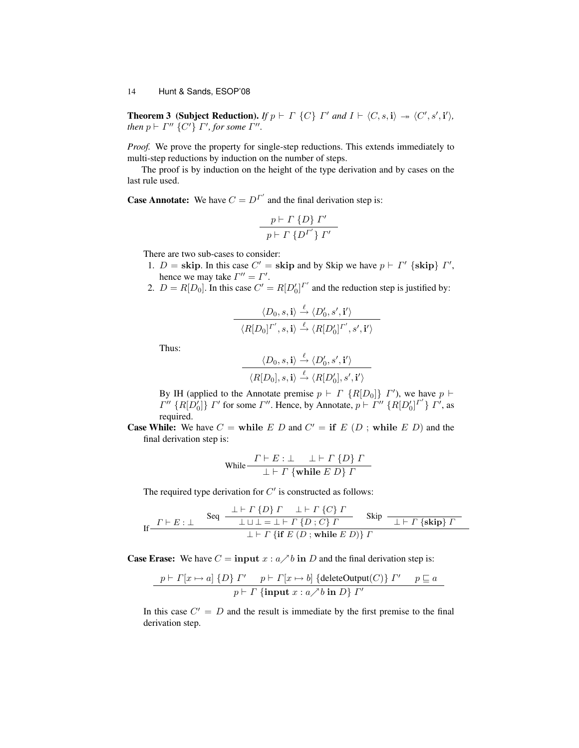**Theorem 3 (Subject Reduction).** *If $p \vdash \Gamma\ \{C\}\ \Gamma'$ and $I \vdash \langle C, s, \mathbf{i}\rangle \twoheadrightarrow \langle C', s', \mathbf{i}'\rangle$, then $p \vdash \Gamma''\ \{C'\}\ \Gamma'$, for some $\Gamma''$.*

*Proof.* We prove the property for single-step reductions. This extends immediately to multi-step reductions by induction on the number of steps.

The proof is by induction on the height of the type derivation and by cases on the last rule used.

**Case Annotate:** We have $C = D^{\Gamma'}$ and the final derivation step is:

$$\frac{p \vdash \Gamma\ \{D\}\ \Gamma'}{p \vdash \Gamma\ \{D^{\Gamma'}\}\ \Gamma'}$$

There are two sub-cases to consider:

1. $D = \mathbf{skip}$. In this case $C' = \mathbf{skip}$ and by Skip we have $p \vdash \Gamma'\ \{\mathbf{skip}\}\ \Gamma'$, hence we may take $\Gamma'' = \Gamma'$.
2. $D = R[D_0]$. In this case $C' = R[D_0']^{\Gamma'}$ and the reduction step is justified by:

$$\frac{\langle D_0, s, \mathbf{i}\rangle \xrightarrow{\ell} \langle D_0', s', \mathbf{i}'\rangle}{\langle R[D_0]^{\Gamma'}, s, \mathbf{i}\rangle \xrightarrow{\ell} \langle R[D_0']^{\Gamma'}, s', \mathbf{i}'\rangle}$$

   Thus:

$$\frac{\langle D_0, s, \mathbf{i}\rangle \xrightarrow{\ell} \langle D_0', s', \mathbf{i}'\rangle}{\langle R[D_0], s, \mathbf{i}\rangle \xrightarrow{\ell} \langle R[D_0'], s', \mathbf{i}'\rangle}$$

   By IH (applied to the Annotate premise $p \vdash \Gamma\ \{R[D_0]\}\ \Gamma'$), we have $p \vdash \Gamma''\ \{R[D_0']\}\ \Gamma'$ for some $\Gamma''$. Hence, by Annotate, $p \vdash \Gamma''\ \{R[D_0']^{\Gamma'}\}\ \Gamma'$, as required.

**Case While:** We have $C = \mathbf{while}\ E\ D$ and $C' = \mathbf{if}\ E\ (D\ ;\ \mathbf{while}\ E\ D)$ and the final derivation step is:

$$\text{While}\ \frac{\Gamma \vdash E : \bot \qquad \bot \vdash \Gamma\ \{D\}\ \Gamma}{\bot \vdash \Gamma\ \{\mathbf{while}\ E\ D\}\ \Gamma}$$

The required type derivation for $C'$ is constructed as follows:

$$\text{If}\ \frac{\Gamma \vdash E : \bot \qquad \text{Seq}\ \dfrac{\bot \vdash \Gamma\ \{D\}\ \Gamma \qquad \bot \vdash \Gamma\ \{C\}\ \Gamma}{\bot \sqcup \bot = \bot \vdash \Gamma\ \{D\ ;\ C\}\ \Gamma} \qquad \text{Skip}\ \dfrac{}{\bot \vdash \Gamma\ \{\mathbf{skip}\}\ \Gamma}}{\bot \vdash \Gamma\ \{\mathbf{if}\ E\ (D\ ;\ \mathbf{while}\ E\ D)\}\ \Gamma}$$

**Case Erase:** We have $C = \mathbf{input}\ x : a \nearrow b\ \mathbf{in}\ D$ and the final derivation step is:

$$\frac{p \vdash \Gamma[x \mapsto a]\ \{D\}\ \Gamma' \qquad p \vdash \Gamma[x \mapsto b]\ \{\text{deleteOutput}(C)\}\ \Gamma' \qquad p \sqsubseteq a}{p \vdash \Gamma\ \{\mathbf{input}\ x : a \nearrow b\ \mathbf{in}\ D\}\ \Gamma'}$$

In this case $C' = D$ and the result is immediate by the first premise to the final derivation step.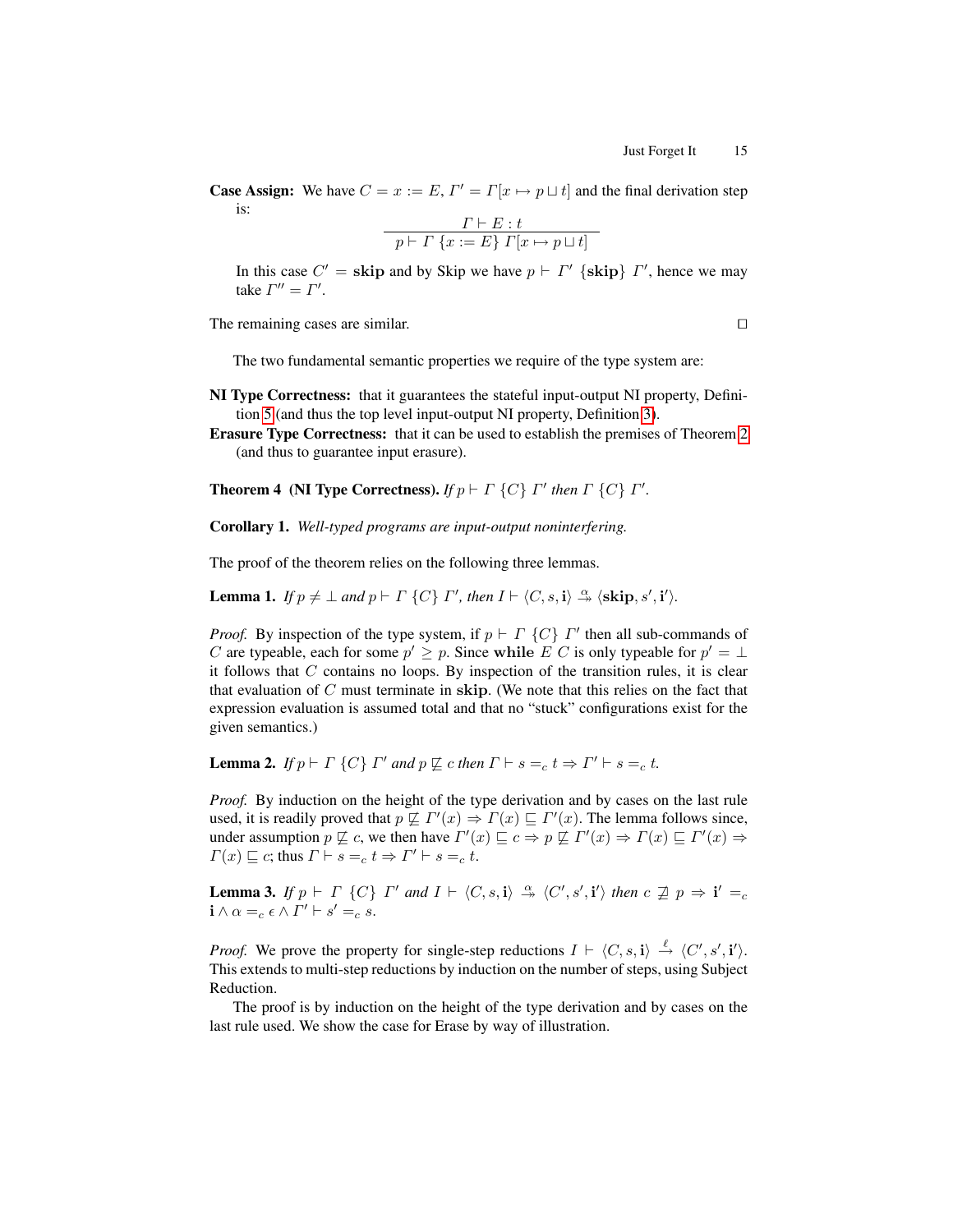**Case Assign:** We have $C = x := E$, $\Gamma' = \Gamma[x \mapsto p \sqcup t]$ and the final derivation step is:

$$\frac{\Gamma \vdash E : t}{p \vdash \Gamma \ \{x := E\} \ \Gamma[x \mapsto p \sqcup t]}$$

In this case $C' = \textbf{skip}$ and by Skip we have $p \vdash \Gamma' \ \{\textbf{skip}\} \ \Gamma'$, hence we may take $\Gamma'' = \Gamma'$.

The remaining cases are similar. □

The two fundamental semantic properties we require of the type system are:

**NI Type Correctness:** that it guarantees the stateful input-output NI property, Definition 5 (and thus the top level input-output NI property, Definition 3).

**Erasure Type Correctness:** that it can be used to establish the premises of Theorem 2 (and thus to guarantee input erasure).

**Theorem 4 (NI Type Correctness).** *If* $p \vdash \Gamma \ \{C\} \ \Gamma'$ *then* $\Gamma \ \{C\} \ \Gamma'$.

**Corollary 1.** *Well-typed programs are input-output noninterfering.*

The proof of the theorem relies on the following three lemmas.

**Lemma 1.** *If* $p \neq \bot$ *and* $p \vdash \Gamma \ \{C\} \ \Gamma'$, *then* $I \vdash \langle C, s, \mathbf{i} \rangle \overset{\alpha}{\Rightarrow} \langle \textbf{skip}, s', \mathbf{i}' \rangle$.

*Proof.* By inspection of the type system, if $p \vdash \Gamma \ \{C\} \ \Gamma'$ then all sub-commands of $C$ are typeable, each for some $p' \geq p$. Since **while** $E$ $C$ is only typeable for $p' = \bot$ it follows that $C$ contains no loops. By inspection of the transition rules, it is clear that evaluation of $C$ must terminate in **skip**. (We note that this relies on the fact that expression evaluation is assumed total and that no "stuck" configurations exist for the given semantics.)

**Lemma 2.** *If* $p \vdash \Gamma \ \{C\} \ \Gamma'$ *and* $p \not\sqsubseteq c$ *then* $\Gamma \vdash s =_c t \Rightarrow \Gamma' \vdash s =_c t$.

*Proof.* By induction on the height of the type derivation and by cases on the last rule used, it is readily proved that $p \not\sqsubseteq \Gamma'(x) \Rightarrow \Gamma(x) \sqsubseteq \Gamma'(x)$. The lemma follows since, under assumption $p \not\sqsubseteq c$, we then have $\Gamma'(x) \sqsubseteq c \Rightarrow p \not\sqsubseteq \Gamma'(x) \Rightarrow \Gamma(x) \sqsubseteq \Gamma'(x) \Rightarrow \Gamma(x) \sqsubseteq c$; thus $\Gamma \vdash s =_c t \Rightarrow \Gamma' \vdash s =_c t$.

**Lemma 3.** *If* $p \vdash \Gamma \ \{C\} \ \Gamma'$ *and* $I \vdash \langle C, s, \mathbf{i} \rangle \overset{\alpha}{\Rightarrow} \langle C', s', \mathbf{i}' \rangle$ *then* $c \not\sqsupseteq p \Rightarrow \mathbf{i}' =_c \mathbf{i} \wedge \alpha =_c \epsilon \wedge \Gamma' \vdash s' =_c s$.

*Proof.* We prove the property for single-step reductions $I \vdash \langle C, s, \mathbf{i} \rangle \overset{\ell}{\rightarrow} \langle C', s', \mathbf{i}' \rangle$. This extends to multi-step reductions by induction on the number of steps, using Subject Reduction.

The proof is by induction on the height of the type derivation and by cases on the last rule used. We show the case for Erase by way of illustration.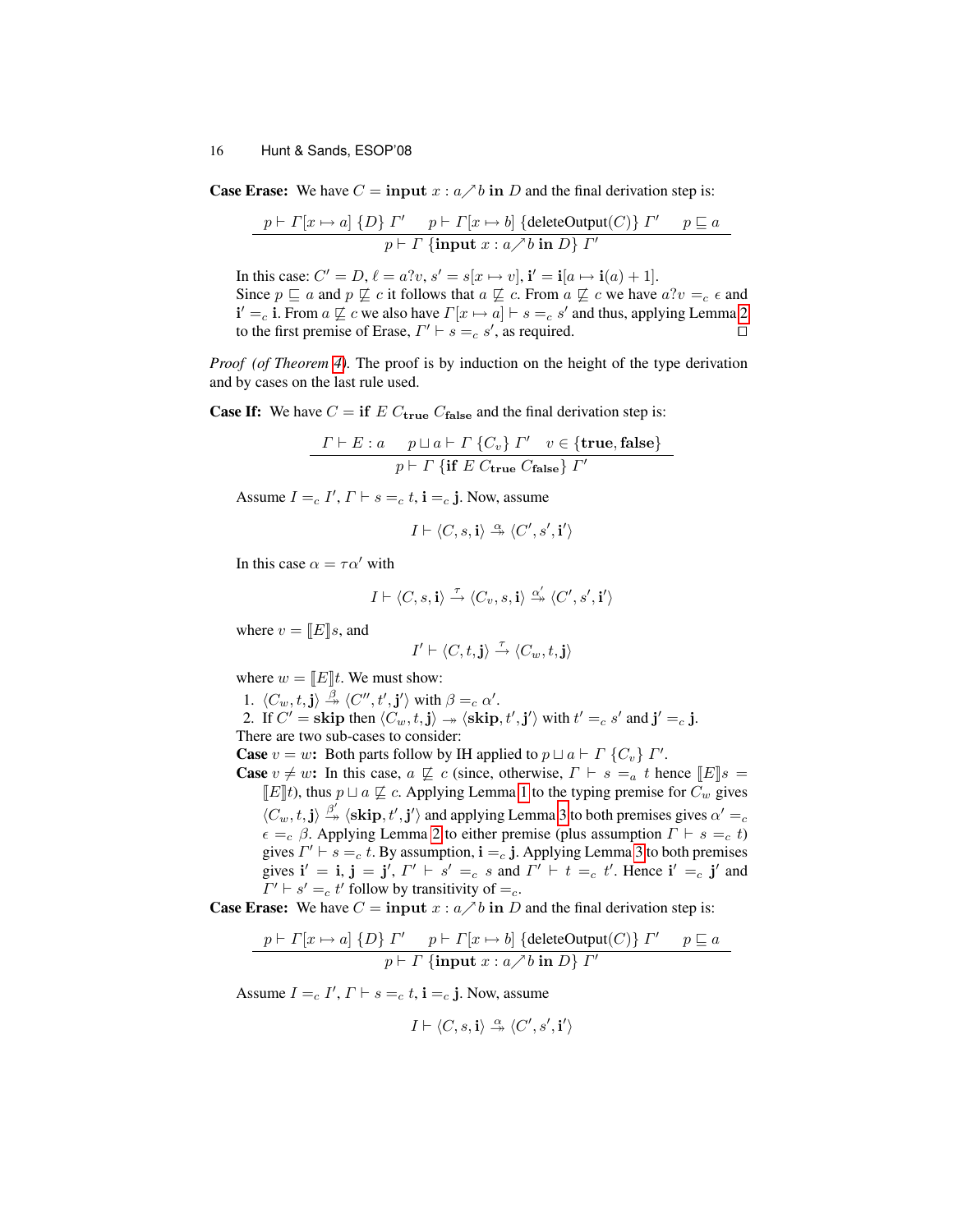**Case Erase:** We have $C = \textbf{input } x : a \nearrow b \textbf{ in } D$ and the final derivation step is:

$$\frac{p \vdash \Gamma[x \mapsto a]\ \{D\}\ \Gamma' \qquad p \vdash \Gamma[x \mapsto b]\ \{\text{deleteOutput}(C)\}\ \Gamma' \qquad p \sqsubseteq a}{p \vdash \Gamma\ \{\textbf{input } x : a \nearrow b \textbf{ in } D\}\ \Gamma'}$$

In this case: $C' = D$, $\ell = a?v$, $s' = s[x \mapsto v]$, $\mathbf{i}' = \mathbf{i}[a \mapsto \mathbf{i}(a) + 1]$.
Since $p \sqsubseteq a$ and $p \not\sqsubseteq c$ it follows that $a \not\sqsubseteq c$. From $a \not\sqsubseteq c$ we have $a?v =_c \epsilon$ and $\mathbf{i}' =_c \mathbf{i}$. From $a \not\sqsubseteq c$ we also have $\Gamma[x \mapsto a] \vdash s =_c s'$ and thus, applying Lemma 2 to the first premise of Erase, $\Gamma' \vdash s =_c s'$, as required. $\square$

*Proof (of Theorem 4).* The proof is by induction on the height of the type derivation and by cases on the last rule used.

**Case If:** We have $C = \textbf{if } E\ C_{\textbf{true}}\ C_{\textbf{false}}$ and the final derivation step is:

$$\frac{\Gamma \vdash E : a \qquad p \sqcup a \vdash \Gamma\ \{C_v\}\ \Gamma' \quad v \in \{\textbf{true}, \textbf{false}\}}{p \vdash \Gamma\ \{\textbf{if } E\ C_{\textbf{true}}\ C_{\textbf{false}}\}\ \Gamma'}$$

Assume $I =_c I'$, $\Gamma \vdash s =_c t$, $\mathbf{i} =_c \mathbf{j}$. Now, assume

$$I \vdash \langle C, s, \mathbf{i} \rangle \overset{\alpha}{\twoheadrightarrow} \langle C', s', \mathbf{i}' \rangle$$

In this case $\alpha = \tau\alpha'$ with

$$I \vdash \langle C, s, \mathbf{i} \rangle \overset{\tau}{\rightarrow} \langle C_v, s, \mathbf{i} \rangle \overset{\alpha'}{\twoheadrightarrow} \langle C', s', \mathbf{i}' \rangle$$

where $v = [\![E]\!]s$, and

$$I' \vdash \langle C, t, \mathbf{j} \rangle \overset{\tau}{\rightarrow} \langle C_w, t, \mathbf{j} \rangle$$

where $w = [\![E]\!]t$. We must show:

1. $\langle C_w, t, \mathbf{j} \rangle \overset{\beta}{\twoheadrightarrow} \langle C'', t', \mathbf{j}' \rangle$ with $\beta =_c \alpha'$.
2. If $C' = \textbf{skip}$ then $\langle C_w, t, \mathbf{j} \rangle \twoheadrightarrow \langle \textbf{skip}, t', \mathbf{j}' \rangle$ with $t' =_c s'$ and $\mathbf{j}' =_c \mathbf{j}$.

There are two sub-cases to consider:

**Case** $v = w$**:** Both parts follow by IH applied to $p \sqcup a \vdash \Gamma\ \{C_v\}\ \Gamma'$.

**Case** $v \neq w$**:** In this case, $a \not\sqsubseteq c$ (since, otherwise, $\Gamma \vdash s =_a t$ hence $[\![E]\!]s = [\![E]\!]t$), thus $p \sqcup a \not\sqsubseteq c$. Applying Lemma 1 to the typing premise for $C_w$ gives $\langle C_w, t, \mathbf{j} \rangle \overset{\beta'}{\twoheadrightarrow} \langle \textbf{skip}, t', \mathbf{j}' \rangle$ and applying Lemma 3 to both premises gives $\alpha' =_c \epsilon =_c \beta$. Applying Lemma 2 to either premise (plus assumption $\Gamma \vdash s =_c t$) gives $\Gamma' \vdash s =_c t$. By assumption, $\mathbf{i} =_c \mathbf{j}$. Applying Lemma 3 to both premises gives $\mathbf{i}' = \mathbf{i}$, $\mathbf{j} = \mathbf{j}'$, $\Gamma' \vdash s' =_c s$ and $\Gamma' \vdash t =_c t'$. Hence $\mathbf{i}' =_c \mathbf{j}'$ and $\Gamma' \vdash s' =_c t'$ follow by transitivity of $=_c$.

**Case Erase:** We have $C = \textbf{input } x : a \nearrow b \textbf{ in } D$ and the final derivation step is:

$$\frac{p \vdash \Gamma[x \mapsto a]\ \{D\}\ \Gamma' \qquad p \vdash \Gamma[x \mapsto b]\ \{\text{deleteOutput}(C)\}\ \Gamma' \qquad p \sqsubseteq a}{p \vdash \Gamma\ \{\textbf{input } x : a \nearrow b \textbf{ in } D\}\ \Gamma'}$$

Assume $I =_c I'$, $\Gamma \vdash s =_c t$, $\mathbf{i} =_c \mathbf{j}$. Now, assume

$$I \vdash \langle C, s, \mathbf{i} \rangle \overset{\alpha}{\twoheadrightarrow} \langle C', s', \mathbf{i}' \rangle$$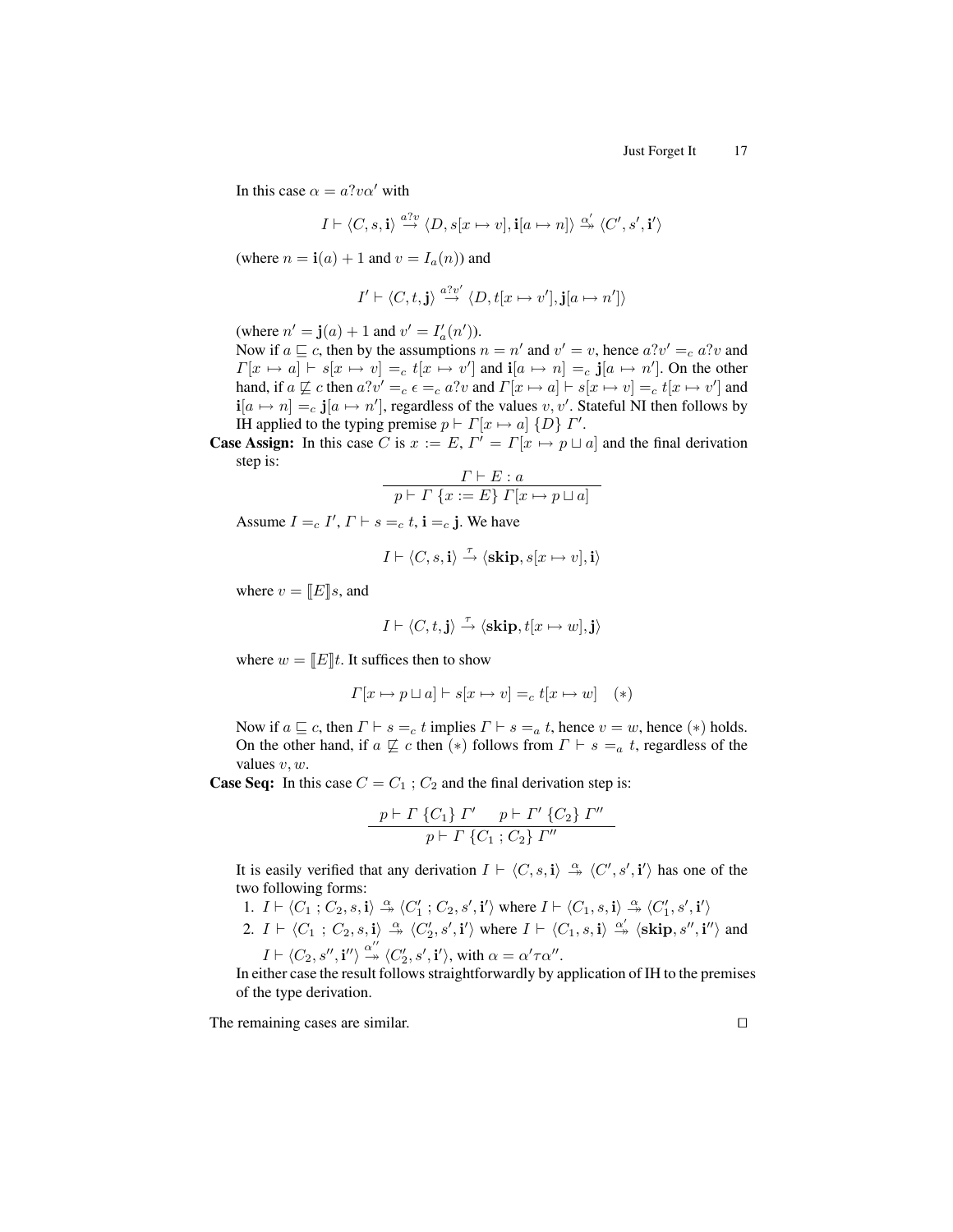In this case $\alpha = a?v\alpha'$ with

$$I \vdash \langle C, s, \mathbf{i} \rangle \xrightarrow{a?v} \langle D, s[x \mapsto v], \mathbf{i}[a \mapsto n] \rangle \overset{\alpha'}{\twoheadrightarrow} \langle C', s', \mathbf{i}' \rangle$$

(where $n = \mathbf{i}(a) + 1$ and $v = I_a(n)$) and

$$I' \vdash \langle C, t, \mathbf{j} \rangle \xrightarrow{a?v'} \langle D, t[x \mapsto v'], \mathbf{j}[a \mapsto n'] \rangle$$

(where $n' = \mathbf{j}(a) + 1$ and $v' = I'_a(n')$).
Now if $a \sqsubseteq c$, then by the assumptions $n = n'$ and $v' = v$, hence $a?v' =_c a?v$ and $\Gamma[x \mapsto a] \vdash s[x \mapsto v] =_c t[x \mapsto v']$ and $\mathbf{i}[a \mapsto n] =_c \mathbf{j}[a \mapsto n']$. On the other hand, if $a \not\sqsubseteq c$ then $a?v' =_c \epsilon =_c a?v$ and $\Gamma[x \mapsto a] \vdash s[x \mapsto v] =_c t[x \mapsto v']$ and $\mathbf{i}[a \mapsto n] =_c \mathbf{j}[a \mapsto n']$, regardless of the values $v, v'$. Stateful NI then follows by IH applied to the typing premise $p \vdash \Gamma[x \mapsto a]\ \{D\}\ \Gamma'$.

**Case Assign:** In this case $C$ is $x := E$, $\Gamma' = \Gamma[x \mapsto p \sqcup a]$ and the final derivation step is:

$$\frac{\Gamma \vdash E : a}{p \vdash \Gamma\ \{x := E\}\ \Gamma[x \mapsto p \sqcup a]}$$

Assume $I =_c I'$, $\Gamma \vdash s =_c t$, $\mathbf{i} =_c \mathbf{j}$. We have

$$I \vdash \langle C, s, \mathbf{i} \rangle \xrightarrow{\tau} \langle \mathbf{skip}, s[x \mapsto v], \mathbf{i} \rangle$$

where $v = [\![E]\!]s$, and

$$I \vdash \langle C, t, \mathbf{j} \rangle \xrightarrow{\tau} \langle \mathbf{skip}, t[x \mapsto w], \mathbf{j} \rangle$$

where $w = [\![E]\!]t$. It suffices then to show

$$\Gamma[x \mapsto p \sqcup a] \vdash s[x \mapsto v] =_c t[x \mapsto w] \quad (*)$$

Now if $a \sqsubseteq c$, then $\Gamma \vdash s =_c t$ implies $\Gamma \vdash s =_a t$, hence $v = w$, hence $(*)$ holds. On the other hand, if $a \not\sqsubseteq c$ then $(*)$ follows from $\Gamma \vdash s =_a t$, regardless of the values $v, w$.

**Case Seq:** In this case $C = C_1\ ;\ C_2$ and the final derivation step is:

$$\frac{p \vdash \Gamma\ \{C_1\}\ \Gamma' \qquad p \vdash \Gamma'\ \{C_2\}\ \Gamma''}{p \vdash \Gamma\ \{C_1\ ;\ C_2\}\ \Gamma''}$$

It is easily verified that any derivation $I \vdash \langle C, s, \mathbf{i} \rangle \overset{\alpha}{\twoheadrightarrow} \langle C', s', \mathbf{i}' \rangle$ has one of the two following forms:

1. $I \vdash \langle C_1\ ;\ C_2, s, \mathbf{i} \rangle \overset{\alpha}{\twoheadrightarrow} \langle C'_1\ ;\ C_2, s', \mathbf{i}' \rangle$ where $I \vdash \langle C_1, s, \mathbf{i} \rangle \overset{\alpha}{\twoheadrightarrow} \langle C'_1, s', \mathbf{i}' \rangle$
2. $I \vdash \langle C_1\ ;\ C_2, s, \mathbf{i} \rangle \overset{\alpha}{\twoheadrightarrow} \langle C'_2, s', \mathbf{i}' \rangle$ where $I \vdash \langle C_1, s, \mathbf{i} \rangle \overset{\alpha'}{\twoheadrightarrow} \langle \mathbf{skip}, s'', \mathbf{i}'' \rangle$ and $I \vdash \langle C_2, s'', \mathbf{i}'' \rangle \overset{\alpha''}{\twoheadrightarrow} \langle C'_2, s', \mathbf{i}' \rangle$, with $\alpha = \alpha' \tau \alpha''$.

In either case the result follows straightforwardly by application of IH to the premises of the type derivation.

The remaining cases are similar. $\square$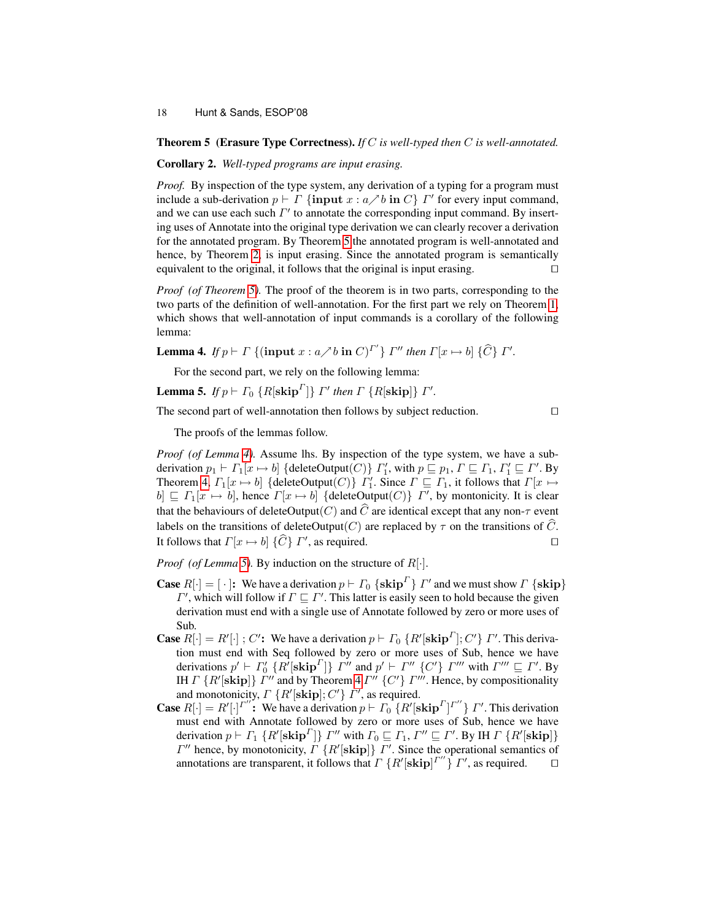**Theorem 5 (Erasure Type Correctness).** *If $C$ is well-typed then $C$ is well-annotated.*

**Corollary 2.** *Well-typed programs are input erasing.*

*Proof.* By inspection of the type system, any derivation of a typing for a program must include a sub-derivation $p \vdash \Gamma\ \{\textbf{input}\ x : a \nearrow b\ \textbf{in}\ C\}\ \Gamma'$ for every input command, and we can use each such $\Gamma'$ to annotate the corresponding input command. By inserting uses of Annotate into the original type derivation we can clearly recover a derivation for the annotated program. By Theorem 5 the annotated program is well-annotated and hence, by Theorem 2, is input erasing. Since the annotated program is semantically equivalent to the original, it follows that the original is input erasing. □

*Proof (of Theorem 5).* The proof of the theorem is in two parts, corresponding to the two parts of the definition of well-annotation. For the first part we rely on Theorem 1, which shows that well-annotation of input commands is a corollary of the following lemma:

**Lemma 4.** *If $p \vdash \Gamma\ \{(\textbf{input}\ x : a \nearrow b\ \textbf{in}\ C)^{\Gamma'}\}\ \Gamma''$ then $\Gamma[x \mapsto b]\ \{\widehat{C}\}\ \Gamma'$.*

For the second part, we rely on the following lemma:

**Lemma 5.** *If $p \vdash \Gamma_0\ \{R[\textbf{skip}^{\Gamma}]\}\ \Gamma'$ then $\Gamma\ \{R[\textbf{skip}]\}\ \Gamma'$.*

The second part of well-annotation then follows by subject reduction. □

The proofs of the lemmas follow.

*Proof (of Lemma 4).* Assume lhs. By inspection of the type system, we have a sub-derivation $p_1 \vdash \Gamma_1[x \mapsto b]\ \{\text{deleteOutput}(C)\}\ \Gamma_1'$, with $p \sqsubseteq p_1$, $\Gamma \sqsubseteq \Gamma_1$, $\Gamma_1' \sqsubseteq \Gamma'$. By Theorem 4, $\Gamma_1[x \mapsto b]\ \{\text{deleteOutput}(C)\}\ \Gamma_1'$. Since $\Gamma \sqsubseteq \Gamma_1$, it follows that $\Gamma[x \mapsto b] \sqsubseteq \Gamma_1[x \mapsto b]$, hence $\Gamma[x \mapsto b]\ \{\text{deleteOutput}(C)\}\ \Gamma'$, by montonicity. It is clear that the behaviours of $\text{deleteOutput}(C)$ and $\widehat{C}$ are identical except that any non-$\tau$ event labels on the transitions of $\text{deleteOutput}(C)$ are replaced by $\tau$ on the transitions of $\widehat{C}$. It follows that $\Gamma[x \mapsto b]\ \{\widehat{C}\}\ \Gamma'$, as required. □

*Proof (of Lemma 5).* By induction on the structure of $R[\cdot]$.

**Case $R[\cdot] = [\,\cdot\,]$:** We have a derivation $p \vdash \Gamma_0\ \{\textbf{skip}^{\Gamma}\}\ \Gamma'$ and we must show $\Gamma\ \{\textbf{skip}\}\ \Gamma'$, which will follow if $\Gamma \sqsubseteq \Gamma'$. This latter is easily seen to hold because the given derivation must end with a single use of Annotate followed by zero or more uses of Sub.

**Case $R[\cdot] = R'[\cdot]\ ;\ C'$:** We have a derivation $p \vdash \Gamma_0\ \{R'[\textbf{skip}^{\Gamma}]; C'\}\ \Gamma'$. This derivation must end with Seq followed by zero or more uses of Sub, hence we have derivations $p' \vdash \Gamma_0'\ \{R'[\textbf{skip}^{\Gamma}]\}\ \Gamma''$ and $p' \vdash \Gamma''\ \{C'\}\ \Gamma'''$ with $\Gamma''' \sqsubseteq \Gamma'$. By IH $\Gamma\ \{R'[\textbf{skip}]\}\ \Gamma''$ and by Theorem 4 $\Gamma''\ \{C'\}\ \Gamma'''$. Hence, by compositionality and monotonicity, $\Gamma\ \{R'[\textbf{skip}]; C'\}\ \Gamma'$, as required.

**Case $R[\cdot] = R'[\cdot]^{\Gamma''}$:** We have a derivation $p \vdash \Gamma_0\ \{R'[\textbf{skip}^{\Gamma}]^{\Gamma''}\}\ \Gamma'$. This derivation must end with Annotate followed by zero or more uses of Sub, hence we have derivation $p \vdash \Gamma_1\ \{R'[\textbf{skip}^{\Gamma}]\}\ \Gamma''$ with $\Gamma_0 \sqsubseteq \Gamma_1$, $\Gamma'' \sqsubseteq \Gamma'$. By IH $\Gamma\ \{R'[\textbf{skip}]\}\ \Gamma''$ hence, by monotonicity, $\Gamma\ \{R'[\textbf{skip}]\}\ \Gamma'$. Since the operational semantics of annotations are transparent, it follows that $\Gamma\ \{R'[\textbf{skip}]^{\Gamma''}\}\ \Gamma'$, as required. □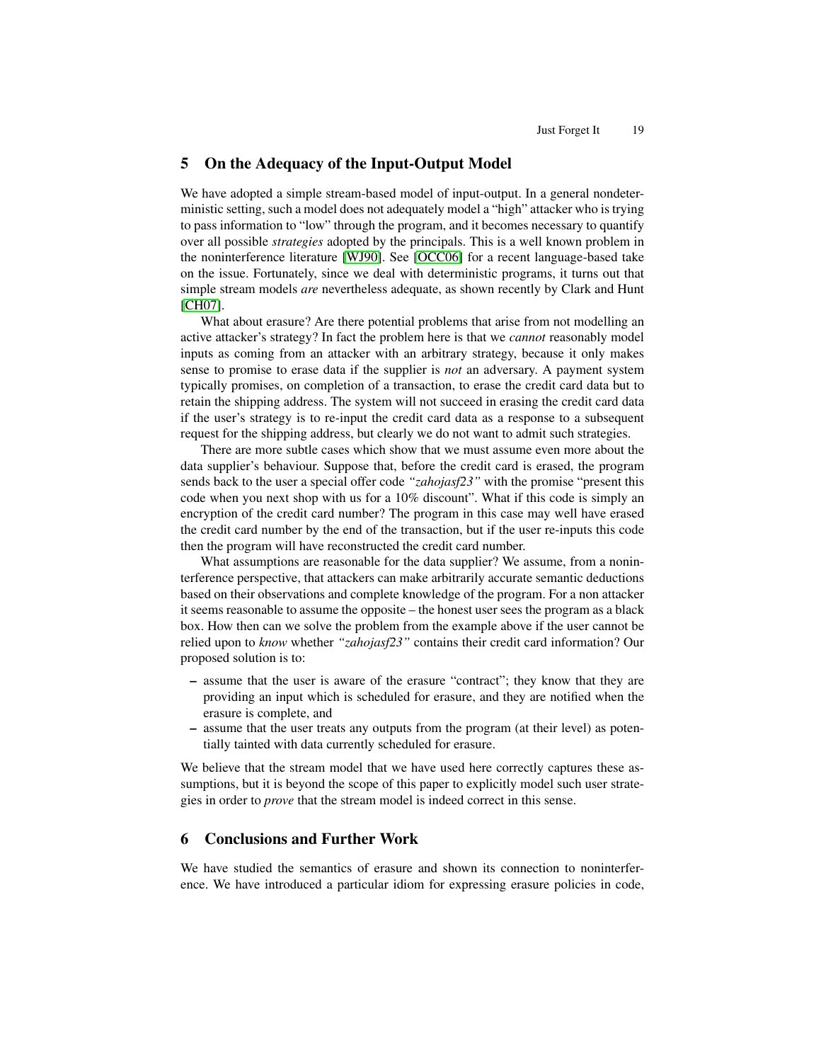## 5 On the Adequacy of the Input-Output Model

We have adopted a simple stream-based model of input-output. In a general nondeterministic setting, such a model does not adequately model a "high" attacker who is trying to pass information to "low" through the program, and it becomes necessary to quantify over all possible *strategies* adopted by the principals. This is a well known problem in the noninterference literature [WJ90]. See [OCC06] for a recent language-based take on the issue. Fortunately, since we deal with deterministic programs, it turns out that simple stream models *are* nevertheless adequate, as shown recently by Clark and Hunt [CH07].

What about erasure? Are there potential problems that arise from not modelling an active attacker's strategy? In fact the problem here is that we *cannot* reasonably model inputs as coming from an attacker with an arbitrary strategy, because it only makes sense to promise to erase data if the supplier is *not* an adversary. A payment system typically promises, on completion of a transaction, to erase the credit card data but to retain the shipping address. The system will not succeed in erasing the credit card data if the user's strategy is to re-input the credit card data as a response to a subsequent request for the shipping address, but clearly we do not want to admit such strategies.

There are more subtle cases which show that we must assume even more about the data supplier's behaviour. Suppose that, before the credit card is erased, the program sends back to the user a special offer code *"zahojasf23"* with the promise "present this code when you next shop with us for a 10% discount". What if this code is simply an encryption of the credit card number? The program in this case may well have erased the credit card number by the end of the transaction, but if the user re-inputs this code then the program will have reconstructed the credit card number.

What assumptions are reasonable for the data supplier? We assume, from a noninterference perspective, that attackers can make arbitrarily accurate semantic deductions based on their observations and complete knowledge of the program. For a non attacker it seems reasonable to assume the opposite – the honest user sees the program as a black box. How then can we solve the problem from the example above if the user cannot be relied upon to *know* whether *"zahojasf23"* contains their credit card information? Our proposed solution is to:

- assume that the user is aware of the erasure "contract"; they know that they are providing an input which is scheduled for erasure, and they are notified when the erasure is complete, and
- assume that the user treats any outputs from the program (at their level) as potentially tainted with data currently scheduled for erasure.

We believe that the stream model that we have used here correctly captures these assumptions, but it is beyond the scope of this paper to explicitly model such user strategies in order to *prove* that the stream model is indeed correct in this sense.

## 6 Conclusions and Further Work

We have studied the semantics of erasure and shown its connection to noninterference. We have introduced a particular idiom for expressing erasure policies in code,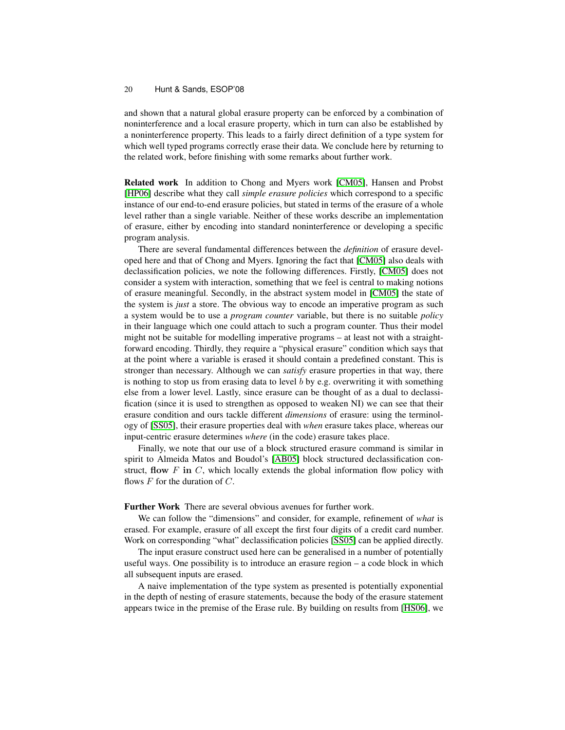and shown that a natural global erasure property can be enforced by a combination of noninterference and a local erasure property, which in turn can also be established by a noninterference property. This leads to a fairly direct definition of a type system for which well typed programs correctly erase their data. We conclude here by returning to the related work, before finishing with some remarks about further work.

**Related work** In addition to Chong and Myers work [CM05], Hansen and Probst [HP06] describe what they call *simple erasure policies* which correspond to a specific instance of our end-to-end erasure policies, but stated in terms of the erasure of a whole level rather than a single variable. Neither of these works describe an implementation of erasure, either by encoding into standard noninterference or developing a specific program analysis.

There are several fundamental differences between the *definition* of erasure developed here and that of Chong and Myers. Ignoring the fact that [CM05] also deals with declassification policies, we note the following differences. Firstly, [CM05] does not consider a system with interaction, something that we feel is central to making notions of erasure meaningful. Secondly, in the abstract system model in [CM05] the state of the system is *just* a store. The obvious way to encode an imperative program as such a system would be to use a *program counter* variable, but there is no suitable *policy* in their language which one could attach to such a program counter. Thus their model might not be suitable for modelling imperative programs – at least not with a straightforward encoding. Thirdly, they require a "physical erasure" condition which says that at the point where a variable is erased it should contain a predefined constant. This is stronger than necessary. Although we can *satisfy* erasure properties in that way, there is nothing to stop us from erasing data to level $b$ by e.g. overwriting it with something else from a lower level. Lastly, since erasure can be thought of as a dual to declassification (since it is used to strengthen as opposed to weaken NI) we can see that their erasure condition and ours tackle different *dimensions* of erasure: using the terminology of [SS05], their erasure properties deal with *when* erasure takes place, whereas our input-centric erasure determines *where* (in the code) erasure takes place.

Finally, we note that our use of a block structured erasure command is similar in spirit to Almeida Matos and Boudol's [AB05] block structured declassification construct, **flow** $F$ **in** $C$, which locally extends the global information flow policy with flows $F$ for the duration of $C$.

**Further Work** There are several obvious avenues for further work.

We can follow the "dimensions" and consider, for example, refinement of *what* is erased. For example, erasure of all except the first four digits of a credit card number. Work on corresponding "what" declassification policies [SS05] can be applied directly.

The input erasure construct used here can be generalised in a number of potentially useful ways. One possibility is to introduce an erasure region – a code block in which all subsequent inputs are erased.

A naive implementation of the type system as presented is potentially exponential in the depth of nesting of erasure statements, because the body of the erasure statement appears twice in the premise of the Erase rule. By building on results from [HS06], we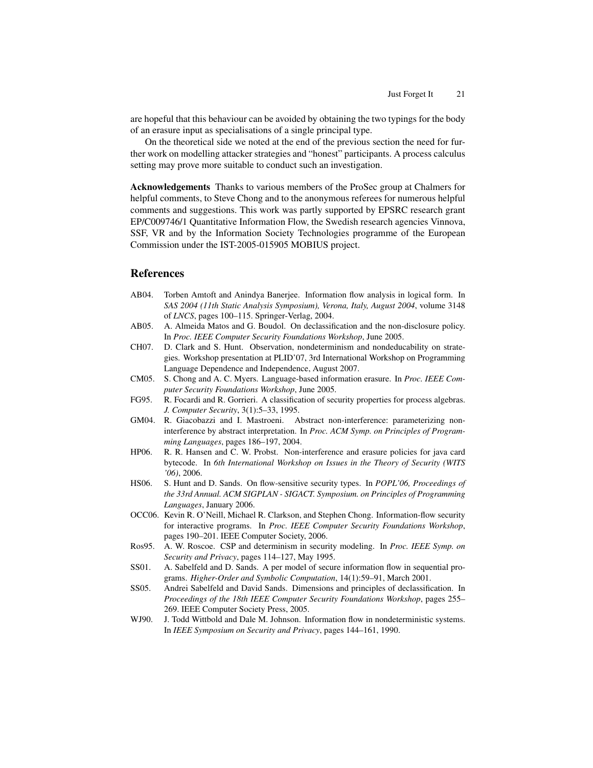are hopeful that this behaviour can be avoided by obtaining the two typings for the body of an erasure input as specialisations of a single principal type.

On the theoretical side we noted at the end of the previous section the need for further work on modelling attacker strategies and "honest" participants. A process calculus setting may prove more suitable to conduct such an investigation.

**Acknowledgements** Thanks to various members of the ProSec group at Chalmers for helpful comments, to Steve Chong and to the anonymous referees for numerous helpful comments and suggestions. This work was partly supported by EPSRC research grant EP/C009746/1 Quantitative Information Flow, the Swedish research agencies Vinnova, SSF, VR and by the Information Society Technologies programme of the European Commission under the IST-2005-015905 MOBIUS project.

## References

AB04. Torben Amtoft and Anindya Banerjee. Information flow analysis in logical form. In *SAS 2004 (11th Static Analysis Symposium), Verona, Italy, August 2004*, volume 3148 of *LNCS*, pages 100–115. Springer-Verlag, 2004.

AB05. A. Almeida Matos and G. Boudol. On declassification and the non-disclosure policy. In *Proc. IEEE Computer Security Foundations Workshop*, June 2005.

CH07. D. Clark and S. Hunt. Observation, nondeterminism and nondeducability on strategies. Workshop presentation at PLID'07, 3rd International Workshop on Programming Language Dependence and Independence, August 2007.

CM05. S. Chong and A. C. Myers. Language-based information erasure. In *Proc. IEEE Computer Security Foundations Workshop*, June 2005.

FG95. R. Focardi and R. Gorrieri. A classification of security properties for process algebras. *J. Computer Security*, 3(1):5–33, 1995.

GM04. R. Giacobazzi and I. Mastroeni. Abstract non-interference: parameterizing non-interference by abstract interpretation. In *Proc. ACM Symp. on Principles of Programming Languages*, pages 186–197, 2004.

HP06. R. R. Hansen and C. W. Probst. Non-interference and erasure policies for java card bytecode. In *6th International Workshop on Issues in the Theory of Security (WITS '06)*, 2006.

HS06. S. Hunt and D. Sands. On flow-sensitive security types. In *POPL'06, Proceedings of the 33rd Annual. ACM SIGPLAN - SIGACT. Symposium. on Principles of Programming Languages*, January 2006.

OCC06. Kevin R. O'Neill, Michael R. Clarkson, and Stephen Chong. Information-flow security for interactive programs. In *Proc. IEEE Computer Security Foundations Workshop*, pages 190–201. IEEE Computer Society, 2006.

Ros95. A. W. Roscoe. CSP and determinism in security modeling. In *Proc. IEEE Symp. on Security and Privacy*, pages 114–127, May 1995.

SS01. A. Sabelfeld and D. Sands. A per model of secure information flow in sequential programs. *Higher-Order and Symbolic Computation*, 14(1):59–91, March 2001.

SS05. Andrei Sabelfeld and David Sands. Dimensions and principles of declassification. In *Proceedings of the 18th IEEE Computer Security Foundations Workshop*, pages 255–269. IEEE Computer Society Press, 2005.

WJ90. J. Todd Wittbold and Dale M. Johnson. Information flow in nondeterministic systems. In *IEEE Symposium on Security and Privacy*, pages 144–161, 1990.